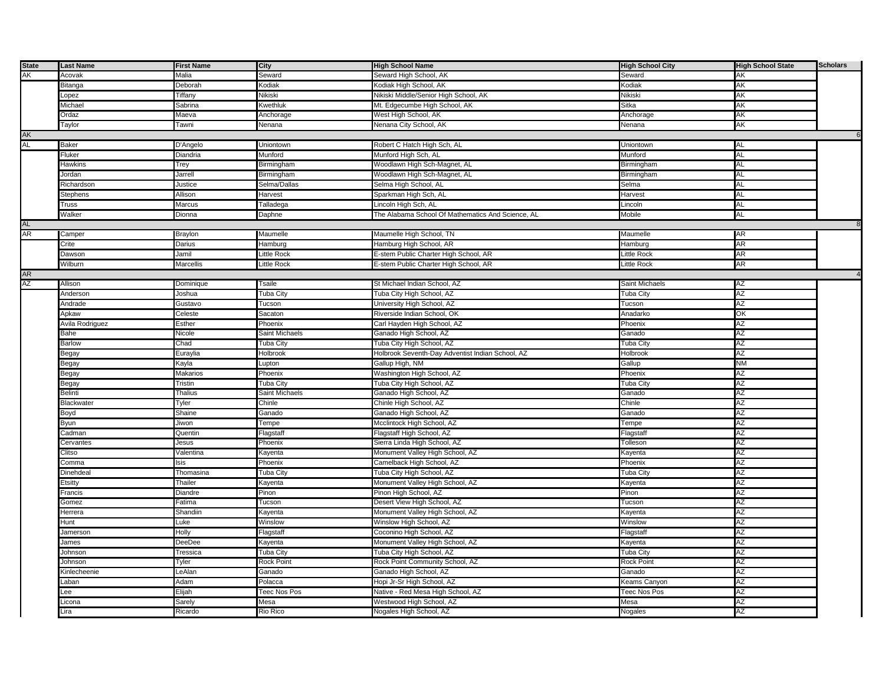| State | Last Name | First Name | City | High School Name | High School City | High School State | Scholars |
|---|---|---|---|---|---|---|---|
| AK | Acovak | Malia | Seward | Seward High School, AK | Seward | AK | |
| | Bitanga | Deborah | Kodiak | Kodiak High School, AK | Kodiak | AK | |
| | Lopez | Tiffany | Nikiski | Nikiski Middle/Senior High School, AK | Nikiski | AK | |
| | Michael | Sabrina | Kwethluk | Mt. Edgecumbe High School, AK | Sitka | AK | |
| | Ordaz | Maeva | Anchorage | West High School, AK | Anchorage | AK | |
| | Taylor | Tawni | Nenana | Nenana City School, AK | Nenana | AK | |
| AK | | | | | | | 6 |
| AL | Baker | D'Angelo | Uniontown | Robert C Hatch High Sch, AL | Uniontown | AL | |
| | Fluker | Diandria | Munford | Munford High Sch, AL | Munford | AL | |
| | Hawkins | Trey | Birmingham | Woodlawn High Sch-Magnet, AL | Birmingham | AL | |
| | Jordan | Jarrell | Birmingham | Woodlawn High Sch-Magnet, AL | Birmingham | AL | |
| | Richardson | Justice | Selma/Dallas | Selma High School, AL | Selma | AL | |
| | Stephens | Allison | Harvest | Sparkman High Sch, AL | Harvest | AL | |
| | Truss | Marcus | Talladega | Lincoln High Sch, AL | Lincoln | AL | |
| | Walker | Dionna | Daphne | The Alabama School Of Mathematics And Science, AL | Mobile | AL | |
| AL | | | | | | | 8 |
| AR | Camper | Braylon | Maumelle | Maumelle High School, TN | Maumelle | AR | |
| | Crite | Darius | Hamburg | Hamburg High School, AR | Hamburg | AR | |
| | Dawson | Jamil | Little Rock | E-stem Public Charter High School, AR | Little Rock | AR | |
| | Wilburn | Marcellis | Little Rock | E-stem Public Charter High School, AR | Little Rock | AR | |
| AR | | | | | | | 4 |
| AZ | Allison | Dominique | Tsaile | St Michael Indian School, AZ | Saint Michaels | AZ | |
| | Anderson | Joshua | Tuba City | Tuba City High School, AZ | Tuba City | AZ | |
| | Andrade | Gustavo | Tucson | University High School, AZ | Tucson | AZ | |
| | Apkaw | Celeste | Sacaton | Riverside Indian School, OK | Anadarko | OK | |
| | Avila Rodriguez | Esther | Phoenix | Carl Hayden High School, AZ | Phoenix | AZ | |
| | Bahe | Nicole | Saint Michaels | Ganado High School, AZ | Ganado | AZ | |
| | Barlow | Chad | Tuba City | Tuba City High School, AZ | Tuba City | AZ | |
| | Begay | Euraylia | Holbrook | Holbrook Seventh-Day Adventist Indian School, AZ | Holbrook | AZ | |
| | Begay | Kayla | Lupton | Gallup High, NM | Gallup | NM | |
| | Begay | Makarios | Phoenix | Washington High School, AZ | Phoenix | AZ | |
| | Begay | Tristin | Tuba City | Tuba City High School, AZ | Tuba City | AZ | |
| | Belinti | Thalius | Saint Michaels | Ganado High School, AZ | Ganado | AZ | |
| | Blackwater | Tyler | Chinle | Chinle High School, AZ | Chinle | AZ | |
| | Boyd | Shaine | Ganado | Ganado High School, AZ | Ganado | AZ | |
| | Byun | Jiwon | Tempe | Mcclintock High School, AZ | Tempe | AZ | |
| | Cadman | Quentin | Flagstaff | Flagstaff High School, AZ | Flagstaff | AZ | |
| | Cervantes | Jesus | Phoenix | Sierra Linda High School, AZ | Tolleson | AZ | |
| | Clitso | Valentina | Kayenta | Monument Valley High School, AZ | Kayenta | AZ | |
| | Comma | Isis | Phoenix | Camelback High School, AZ | Phoenix | AZ | |
| | Dinehdeal | Thomasina | Tuba City | Tuba City High School, AZ | Tuba City | AZ | |
| | Etsitty | Thailer | Kayenta | Monument Valley High School, AZ | Kayenta | AZ | |
| | Francis | Diandre | Pinon | Pinon High School, AZ | Pinon | AZ | |
| | Gomez | Fatima | Tucson | Desert View High School, AZ | Tucson | AZ | |
| | Herrera | Shandiin | Kayenta | Monument Valley High School, AZ | Kayenta | AZ | |
| | Hunt | Luke | Winslow | Winslow High School, AZ | Winslow | AZ | |
| | Jamerson | Holly | Flagstaff | Coconino High School, AZ | Flagstaff | AZ | |
| | James | DeeDee | Kayenta | Monument Valley High School, AZ | Kayenta | AZ | |
| | Johnson | Tressica | Tuba City | Tuba City High School, AZ | Tuba City | AZ | |
| | Johnson | Tyler | Rock Point | Rock Point Community School, AZ | Rock Point | AZ | |
| | Kinlecheenie | LeAlan | Ganado | Ganado High School, AZ | Ganado | AZ | |
| | Laban | Adam | Polacca | Hopi Jr-Sr High School, AZ | Keams Canyon | AZ | |
| | Lee | Elijah | Teec Nos Pos | Native - Red Mesa High School, AZ | Teec Nos Pos | AZ | |
| | Licona | Sarely | Mesa | Westwood High School, AZ | Mesa | AZ | |
| | Lira | Ricardo | Rio Rico | Nogales High School, AZ | Nogales | AZ | |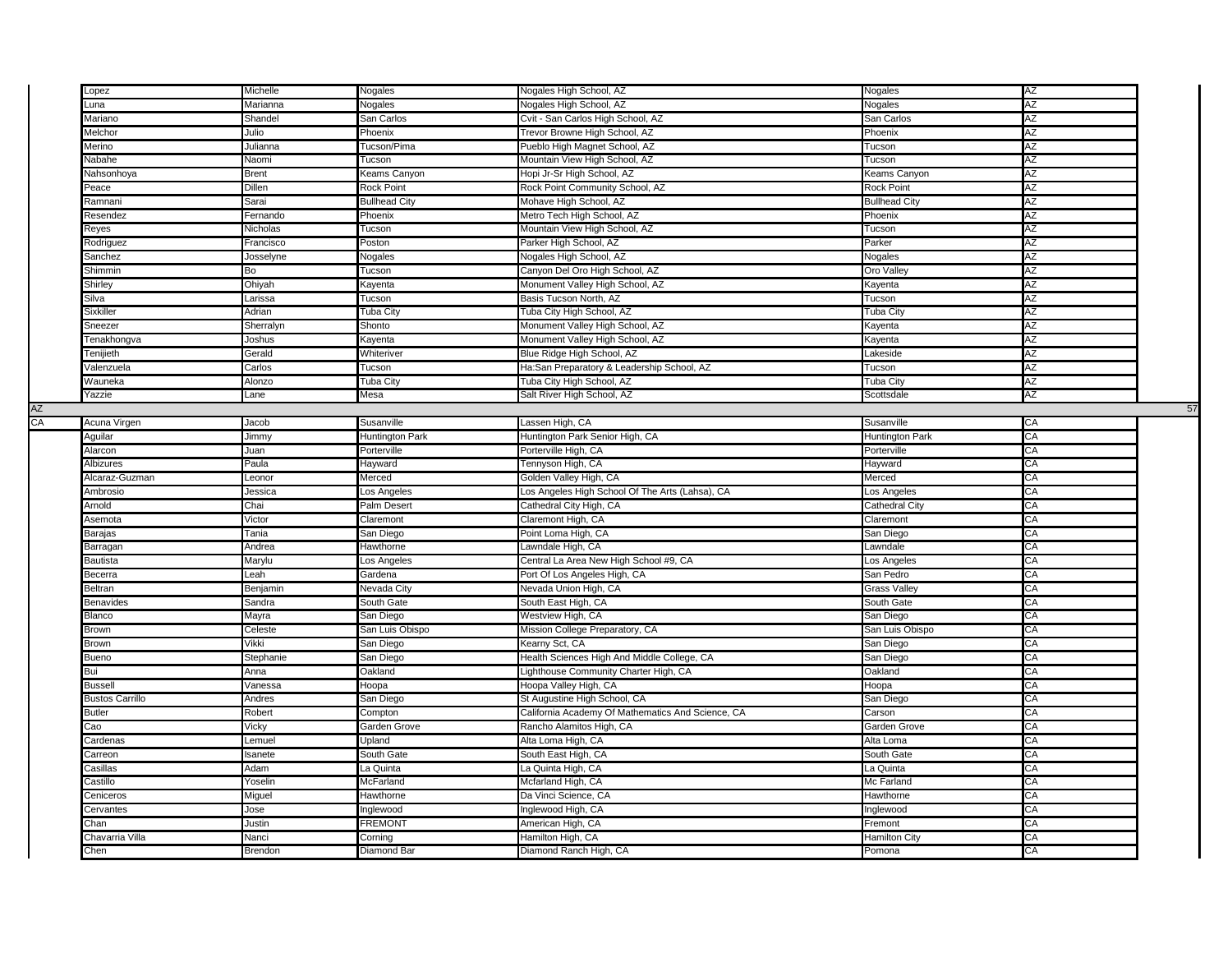| | | | | | | | |
|---|---|---|---|---|---|---|---|
| | Lopez | Michelle | Nogales | Nogales High School, AZ | Nogales | AZ | |
| | Luna | Marianna | Nogales | Nogales High School, AZ | Nogales | AZ | |
| | Mariano | Shandel | San Carlos | Cvit - San Carlos High School, AZ | San Carlos | AZ | |
| | Melchor | Julio | Phoenix | Trevor Browne High School, AZ | Phoenix | AZ | |
| | Merino | Julianna | Tucson/Pima | Pueblo High Magnet School, AZ | Tucson | AZ | |
| | Nabahe | Naomi | Tucson | Mountain View High School, AZ | Tucson | AZ | |
| | Nahsonhoya | Brent | Keams Canyon | Hopi Jr-Sr High School, AZ | Keams Canyon | AZ | |
| | Peace | Dillen | Rock Point | Rock Point Community School, AZ | Rock Point | AZ | |
| | Ramnani | Sarai | Bullhead City | Mohave High School, AZ | Bullhead City | AZ | |
| | Resendez | Fernando | Phoenix | Metro Tech High School, AZ | Phoenix | AZ | |
| | Reyes | Nicholas | Tucson | Mountain View High School, AZ | Tucson | AZ | |
| | Rodriguez | Francisco | Poston | Parker High School, AZ | Parker | AZ | |
| | Sanchez | Josselyne | Nogales | Nogales High School, AZ | Nogales | AZ | |
| | Shimmin | Bo | Tucson | Canyon Del Oro High School, AZ | Oro Valley | AZ | |
| | Shirley | Ohiyah | Kayenta | Monument Valley High School, AZ | Kayenta | AZ | |
| | Silva | Larissa | Tucson | Basis Tucson North, AZ | Tucson | AZ | |
| | Sixkiller | Adrian | Tuba City | Tuba City High School, AZ | Tuba City | AZ | |
| | Sneezer | Sherralyn | Shonto | Monument Valley High School, AZ | Kayenta | AZ | |
| | Tenakhongva | Joshus | Kayenta | Monument Valley High School, AZ | Kayenta | AZ | |
| | Tenijieth | Gerald | Whiteriver | Blue Ridge High School, AZ | Lakeside | AZ | |
| | Valenzuela | Carlos | Tucson | Ha:San Preparatory & Leadership School, AZ | Tucson | AZ | |
| | Wauneka | Alonzo | Tuba City | Tuba City High School, AZ | Tuba City | AZ | |
| | Yazzie | Lane | Mesa | Salt River High School, AZ | Scottsdale | AZ | |
| AZ | | | | | | | 57 |
| CA | Acuna Virgen | Jacob | Susanville | Lassen High, CA | Susanville | CA | |
| | Aguilar | Jimmy | Huntington Park | Huntington Park Senior High, CA | Huntington Park | CA | |
| | Alarcon | Juan | Porterville | Porterville High, CA | Porterville | CA | |
| | Albizures | Paula | Hayward | Tennyson High, CA | Hayward | CA | |
| | Alcaraz-Guzman | Leonor | Merced | Golden Valley High, CA | Merced | CA | |
| | Ambrosio | Jessica | Los Angeles | Los Angeles High School Of The Arts (Lahsa), CA | Los Angeles | CA | |
| | Arnold | Chai | Palm Desert | Cathedral City High, CA | Cathedral City | CA | |
| | Asemota | Victor | Claremont | Claremont High, CA | Claremont | CA | |
| | Barajas | Tania | San Diego | Point Loma High, CA | San Diego | CA | |
| | Barragan | Andrea | Hawthorne | Lawndale High, CA | Lawndale | CA | |
| | Bautista | Marylu | Los Angeles | Central La Area New High School #9, CA | Los Angeles | CA | |
| | Becerra | Leah | Gardena | Port Of Los Angeles High, CA | San Pedro | CA | |
| | Beltran | Benjamin | Nevada City | Nevada Union High, CA | Grass Valley | CA | |
| | Benavides | Sandra | South Gate | South East High, CA | South Gate | CA | |
| | Blanco | Mayra | San Diego | Westview High, CA | San Diego | CA | |
| | Brown | Celeste | San Luis Obispo | Mission College Preparatory, CA | San Luis Obispo | CA | |
| | Brown | Vikki | San Diego | Kearny Sct, CA | San Diego | CA | |
| | Bueno | Stephanie | San Diego | Health Sciences High And Middle College, CA | San Diego | CA | |
| | Bui | Anna | Oakland | Lighthouse Community Charter High, CA | Oakland | CA | |
| | Bussell | Vanessa | Hoopa | Hoopa Valley High, CA | Hoopa | CA | |
| | Bustos Carrillo | Andres | San Diego | St Augustine High School, CA | San Diego | CA | |
| | Butler | Robert | Compton | California Academy Of Mathematics And Science, CA | Carson | CA | |
| | Cao | Vicky | Garden Grove | Rancho Alamitos High, CA | Garden Grove | CA | |
| | Cardenas | Lemuel | Upland | Alta Loma High, CA | Alta Loma | CA | |
| | Carreon | Isanete | South Gate | South East High, CA | South Gate | CA | |
| | Casillas | Adam | La Quinta | La Quinta High, CA | La Quinta | CA | |
| | Castillo | Yoselin | McFarland | Mcfarland High, CA | Mc Farland | CA | |
| | Ceniceros | Miguel | Hawthorne | Da Vinci Science, CA | Hawthorne | CA | |
| | Cervantes | Jose | Inglewood | Inglewood High, CA | Inglewood | CA | |
| | Chan | Justin | FREMONT | American High, CA | Fremont | CA | |
| | Chavarria Villa | Nanci | Corning | Hamilton High, CA | Hamilton City | CA | |
| | Chen | Brendon | Diamond Bar | Diamond Ranch High, CA | Pomona | CA | |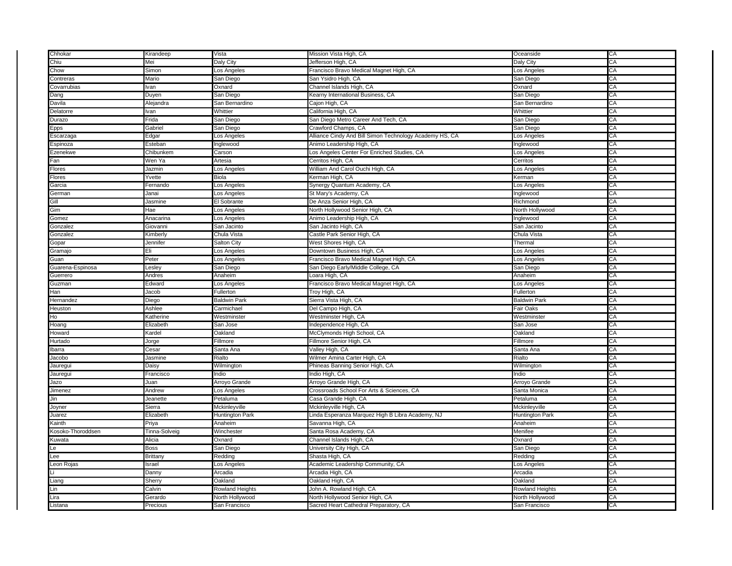| | | | | | |
|---|---|---|---|---|---|
| Chhokar | Kirandeep | Vista | Mission Vista High, CA | Oceanside | CA |
| Chiu | Mei | Daly City | Jefferson High, CA | Daly City | CA |
| Chow | Simon | Los Angeles | Francisco Bravo Medical Magnet High, CA | Los Angeles | CA |
| Contreras | Mario | San Diego | San Ysidro High, CA | San Diego | CA |
| Covarrubias | Ivan | Oxnard | Channel Islands High, CA | Oxnard | CA |
| Dang | Duyen | San Diego | Kearny International Business, CA | San Diego | CA |
| Davila | Alejandra | San Bernardino | Cajon High, CA | San Bernardino | CA |
| Delatorre | Ivan | Whittier | California High, CA | Whittier | CA |
| Durazo | Frida | San Diego | San Diego Metro Career And Tech, CA | San Diego | CA |
| Epps | Gabriel | San Diego | Crawford Champs, CA | San Diego | CA |
| Escarzaga | Edgar | Los Angeles | Alliance Cindy And Bill Simon Technology Academy HS, CA | Los Angeles | CA |
| Espinoza | Esteban | Inglewood | Animo Leadership High, CA | Inglewood | CA |
| Ezenekwe | Chibunkem | Carson | Los Angeles Center For Enriched Studies, CA | Los Angeles | CA |
| Fan | Wen Ya | Artesia | Cerritos High, CA | Cerritos | CA |
| Flores | Jazmin | Los Angeles | William And Carol Ouchi High, CA | Los Angeles | CA |
| Flores | Yvette | Biola | Kerman High, CA | Kerman | CA |
| Garcia | Fernando | Los Angeles | Synergy Quantum Academy, CA | Los Angeles | CA |
| German | Janai | Los Angeles | St Mary's Academy, CA | Inglewood | CA |
| Gill | Jasmine | El Sobrante | De Anza Senior High, CA | Richmond | CA |
| Gim | Hae | Los Angeles | North Hollywood Senior High, CA | North Hollywood | CA |
| Gomez | Anacarina | Los Angeles | Animo Leadership High, CA | Inglewood | CA |
| Gonzalez | Giovanni | San Jacinto | San Jacinto High, CA | San Jacinto | CA |
| Gonzalez | Kimberly | Chula Vista | Castle Park Senior High, CA | Chula Vista | CA |
| Gopar | Jennifer | Salton City | West Shores High, CA | Thermal | CA |
| Gramajo | Eli | Los Angeles | Downtown Business High, CA | Los Angeles | CA |
| Guan | Peter | Los Angeles | Francisco Bravo Medical Magnet High, CA | Los Angeles | CA |
| Guarena-Espinosa | Lesley | San Diego | San Diego Early/Middle College, CA | San Diego | CA |
| Guerrero | Andres | Anaheim | Loara High, CA | Anaheim | CA |
| Guzman | Edward | Los Angeles | Francisco Bravo Medical Magnet High, CA | Los Angeles | CA |
| Han | Jacob | Fullerton | Troy High, CA | Fullerton | CA |
| Hernandez | Diego | Baldwin Park | Sierra Vista High, CA | Baldwin Park | CA |
| Heuston | Ashlee | Carmichael | Del Campo High, CA | Fair Oaks | CA |
| Ho | Katherine | Westminster | Westminster High, CA | Westminster | CA |
| Hoang | Elizabeth | San Jose | Independence High, CA | San Jose | CA |
| Howard | Kardel | Oakland | McClymonds High School, CA | Oakland | CA |
| Hurtado | Jorge | Fillmore | Fillmore Senior High, CA | Fillmore | CA |
| Ibarra | Cesar | Santa Ana | Valley High, CA | Santa Ana | CA |
| Jacobo | Jasmine | Rialto | Wilmer Amina Carter High, CA | Rialto | CA |
| Jauregui | Daisy | Wilmington | Phineas Banning Senior High, CA | Wilmington | CA |
| Jauregui | Francisco | Indio | Indio High, CA | Indio | CA |
| Jazo | Juan | Arroyo Grande | Arroyo Grande High, CA | Arroyo Grande | CA |
| Jimenez | Andrew | Los Angeles | Crossroads School For Arts & Sciences, CA | Santa Monica | CA |
| Jin | Jeanette | Petaluma | Casa Grande High, CA | Petaluma | CA |
| Joyner | Sierra | Mckinleyville | Mckinleyville High, CA | Mckinleyville | CA |
| Juarez | Elizabeth | Huntington Park | Linda Esperanza Marquez High B Libra Academy, NJ | Huntington Park | CA |
| Kainth | Priya | Anaheim | Savanna High, CA | Anaheim | CA |
| Kosoko-Thoroddsen | Tinna-Solveig | Winchester | Santa Rosa Academy, CA | Menifee | CA |
| Kuwata | Alicia | Oxnard | Channel Islands High, CA | Oxnard | CA |
| Le | Boss | San Diego | University City High, CA | San Diego | CA |
| Lee | Brittany | Redding | Shasta High, CA | Redding | CA |
| Leon Rojas | Israel | Los Angeles | Academic Leadership Community, CA | Los Angeles | CA |
| Li | Danny | Arcadia | Arcadia High, CA | Arcadia | CA |
| Liang | Sherry | Oakland | Oakland High, CA | Oakland | CA |
| Lin | Calvin | Rowland Heights | John A. Rowland High, CA | Rowland Heights | CA |
| Lira | Gerardo | North Hollywood | North Hollywood Senior High, CA | North Hollywood | CA |
| Listana | Precious | San Francisco | Sacred Heart Cathedral Preparatory, CA | San Francisco | CA |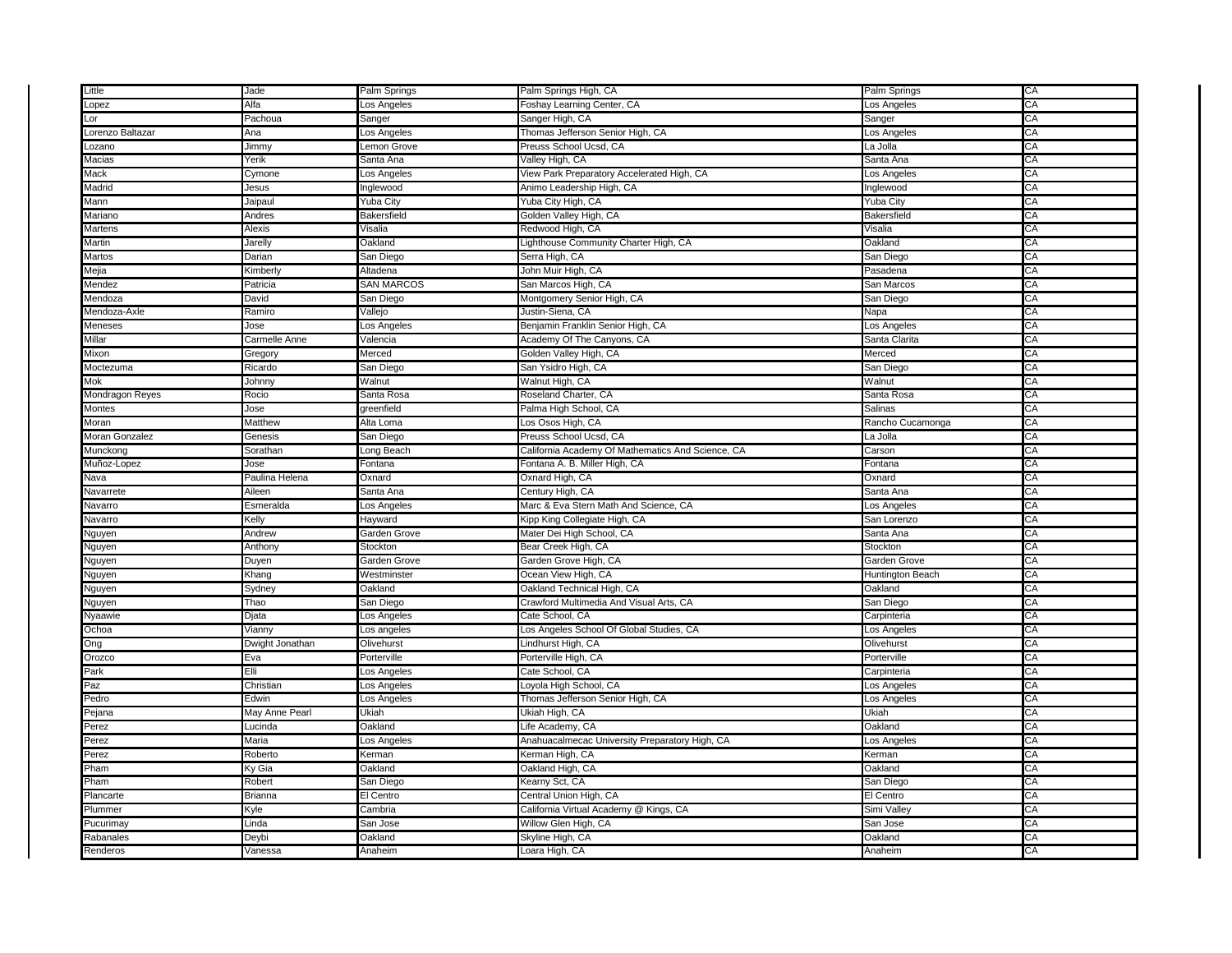| | | | | | |
|---|---|---|---|---|---|
| Little | Jade | Palm Springs | Palm Springs High, CA | Palm Springs | CA |
| Lopez | Alfa | Los Angeles | Foshay Learning Center, CA | Los Angeles | CA |
| Lor | Pachoua | Sanger | Sanger High, CA | Sanger | CA |
| Lorenzo Baltazar | Ana | Los Angeles | Thomas Jefferson Senior High, CA | Los Angeles | CA |
| Lozano | Jimmy | Lemon Grove | Preuss School Ucsd, CA | La Jolla | CA |
| Macias | Yerik | Santa Ana | Valley High, CA | Santa Ana | CA |
| Mack | Cymone | Los Angeles | View Park Preparatory Accelerated High, CA | Los Angeles | CA |
| Madrid | Jesus | Inglewood | Animo Leadership High, CA | Inglewood | CA |
| Mann | Jaipaul | Yuba City | Yuba City High, CA | Yuba City | CA |
| Mariano | Andres | Bakersfield | Golden Valley High, CA | Bakersfield | CA |
| Martens | Alexis | Visalia | Redwood High, CA | Visalia | CA |
| Martin | Jarelly | Oakland | Lighthouse Community Charter High, CA | Oakland | CA |
| Martos | Darian | San Diego | Serra High, CA | San Diego | CA |
| Mejia | Kimberly | Altadena | John Muir High, CA | Pasadena | CA |
| Mendez | Patricia | SAN MARCOS | San Marcos High, CA | San Marcos | CA |
| Mendoza | David | San Diego | Montgomery Senior High, CA | San Diego | CA |
| Mendoza-Axle | Ramiro | Vallejo | Justin-Siena, CA | Napa | CA |
| Meneses | Jose | Los Angeles | Benjamin Franklin Senior High, CA | Los Angeles | CA |
| Millar | Carmelle Anne | Valencia | Academy Of The Canyons, CA | Santa Clarita | CA |
| Mixon | Gregory | Merced | Golden Valley High, CA | Merced | CA |
| Moctezuma | Ricardo | San Diego | San Ysidro High, CA | San Diego | CA |
| Mok | Johnny | Walnut | Walnut High, CA | Walnut | CA |
| Mondragon Reyes | Rocio | Santa Rosa | Roseland Charter, CA | Santa Rosa | CA |
| Montes | Jose | greenfield | Palma High School, CA | Salinas | CA |
| Moran | Matthew | Alta Loma | Los Osos High, CA | Rancho Cucamonga | CA |
| Moran Gonzalez | Genesis | San Diego | Preuss School Ucsd, CA | La Jolla | CA |
| Munckong | Sorathan | Long Beach | California Academy Of Mathematics And Science, CA | Carson | CA |
| Muñoz-Lopez | Jose | Fontana | Fontana A. B. Miller High, CA | Fontana | CA |
| Nava | Paulina Helena | Oxnard | Oxnard High, CA | Oxnard | CA |
| Navarrete | Aileen | Santa Ana | Century High, CA | Santa Ana | CA |
| Navarro | Esmeralda | Los Angeles | Marc & Eva Stern Math And Science, CA | Los Angeles | CA |
| Navarro | Kelly | Hayward | Kipp King Collegiate High, CA | San Lorenzo | CA |
| Nguyen | Andrew | Garden Grove | Mater Dei High School, CA | Santa Ana | CA |
| Nguyen | Anthony | Stockton | Bear Creek High, CA | Stockton | CA |
| Nguyen | Duyen | Garden Grove | Garden Grove High, CA | Garden Grove | CA |
| Nguyen | Khang | Westminster | Ocean View High, CA | Huntington Beach | CA |
| Nguyen | Sydney | Oakland | Oakland Technical High, CA | Oakland | CA |
| Nguyen | Thao | San Diego | Crawford Multimedia And Visual Arts, CA | San Diego | CA |
| Nyaawie | Djata | Los Angeles | Cate School, CA | Carpinteria | CA |
| Ochoa | Vianny | Los angeles | Los Angeles School Of Global Studies, CA | Los Angeles | CA |
| Ong | Dwight Jonathan | Olivehurst | Lindhurst High, CA | Olivehurst | CA |
| Orozco | Eva | Porterville | Porterville High, CA | Porterville | CA |
| Park | Elli | Los Angeles | Cate School, CA | Carpinteria | CA |
| Paz | Christian | Los Angeles | Loyola High School, CA | Los Angeles | CA |
| Pedro | Edwin | Los Angeles | Thomas Jefferson Senior High, CA | Los Angeles | CA |
| Pejana | May Anne Pearl | Ukiah | Ukiah High, CA | Ukiah | CA |
| Perez | Lucinda | Oakland | Life Academy, CA | Oakland | CA |
| Perez | Maria | Los Angeles | Anahuacalmecac University Preparatory High, CA | Los Angeles | CA |
| Perez | Roberto | Kerman | Kerman High, CA | Kerman | CA |
| Pham | Ky Gia | Oakland | Oakland High, CA | Oakland | CA |
| Pham | Robert | San Diego | Kearny Sct, CA | San Diego | CA |
| Plancarte | Brianna | El Centro | Central Union High, CA | El Centro | CA |
| Plummer | Kyle | Cambria | California Virtual Academy @ Kings, CA | Simi Valley | CA |
| Pucurimay | Linda | San Jose | Willow Glen High, CA | San Jose | CA |
| Rabanales | Deybi | Oakland | Skyline High, CA | Oakland | CA |
| Renderos | Vanessa | Anaheim | Loara High, CA | Anaheim | CA |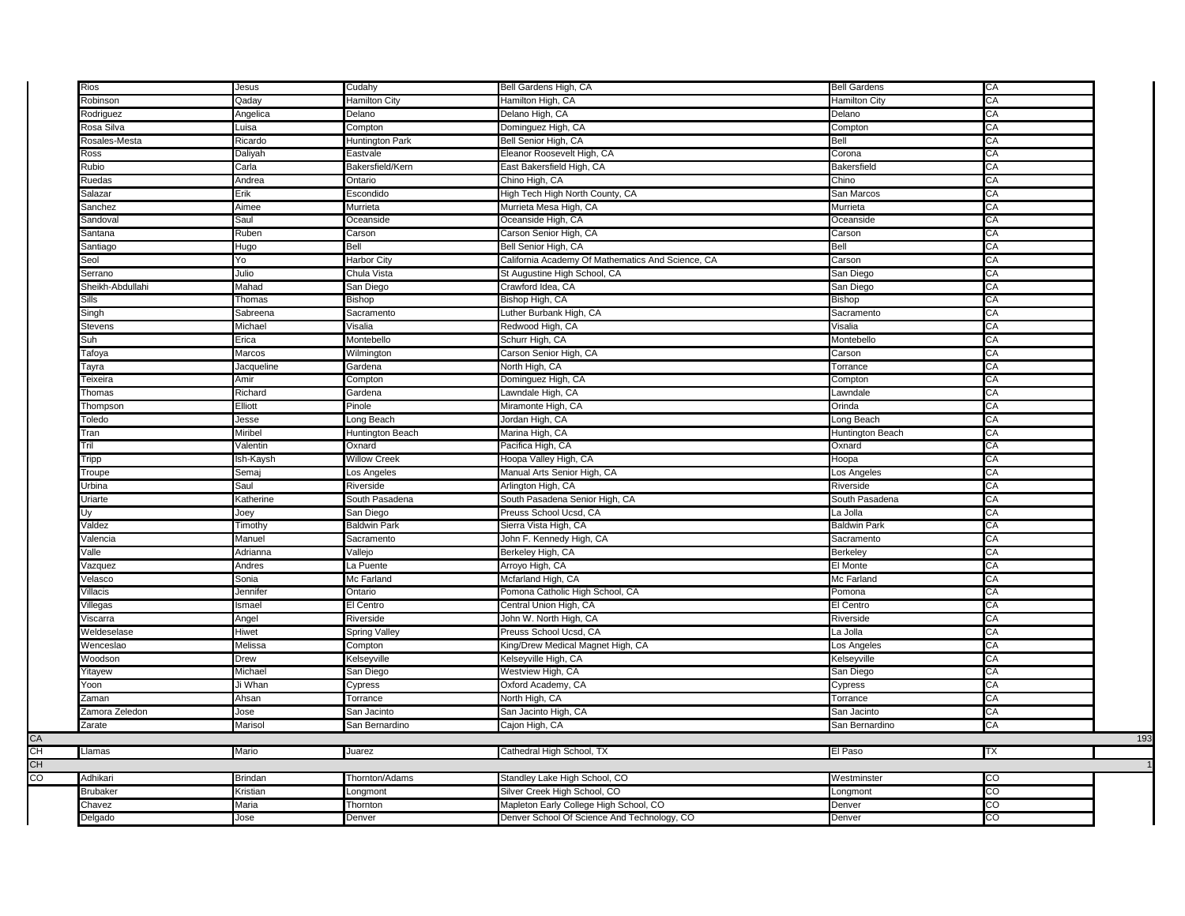| | | | | | | | |
|---|---|---|---|---|---|---|---|
| | Rios | Jesus | Cudahy | Bell Gardens High, CA | Bell Gardens | CA | |
| | Robinson | Qaday | Hamilton City | Hamilton High, CA | Hamilton City | CA | |
| | Rodriguez | Angelica | Delano | Delano High, CA | Delano | CA | |
| | Rosa Silva | Luisa | Compton | Dominguez High, CA | Compton | CA | |
| | Rosales-Mesta | Ricardo | Huntington Park | Bell Senior High, CA | Bell | CA | |
| | Ross | Daliyah | Eastvale | Eleanor Roosevelt High, CA | Corona | CA | |
| | Rubio | Carla | Bakersfield/Kern | East Bakersfield High, CA | Bakersfield | CA | |
| | Ruedas | Andrea | Ontario | Chino High, CA | Chino | CA | |
| | Salazar | Erik | Escondido | High Tech High North County, CA | San Marcos | CA | |
| | Sanchez | Aimee | Murrieta | Murrieta Mesa High, CA | Murrieta | CA | |
| | Sandoval | Saul | Oceanside | Oceanside High, CA | Oceanside | CA | |
| | Santana | Ruben | Carson | Carson Senior High, CA | Carson | CA | |
| | Santiago | Hugo | Bell | Bell Senior High, CA | Bell | CA | |
| | Seol | Yo | Harbor City | California Academy Of Mathematics And Science, CA | Carson | CA | |
| | Serrano | Julio | Chula Vista | St Augustine High School, CA | San Diego | CA | |
| | Sheikh-Abdullahi | Mahad | San Diego | Crawford Idea, CA | San Diego | CA | |
| | Sills | Thomas | Bishop | Bishop High, CA | Bishop | CA | |
| | Singh | Sabreena | Sacramento | Luther Burbank High, CA | Sacramento | CA | |
| | Stevens | Michael | Visalia | Redwood High, CA | Visalia | CA | |
| | Suh | Erica | Montebello | Schurr High, CA | Montebello | CA | |
| | Tafoya | Marcos | Wilmington | Carson Senior High, CA | Carson | CA | |
| | Tayra | Jacqueline | Gardena | North High, CA | Torrance | CA | |
| | Teixeira | Amir | Compton | Dominguez High, CA | Compton | CA | |
| | Thomas | Richard | Gardena | Lawndale High, CA | Lawndale | CA | |
| | Thompson | Elliott | Pinole | Miramonte High, CA | Orinda | CA | |
| | Toledo | Jesse | Long Beach | Jordan High, CA | Long Beach | CA | |
| | Tran | Miribel | Huntington Beach | Marina High, CA | Huntington Beach | CA | |
| | Tril | Valentin | Oxnard | Pacifica High, CA | Oxnard | CA | |
| | Tripp | Ish-Kaysh | Willow Creek | Hoopa Valley High, CA | Hoopa | CA | |
| | Troupe | Semaj | Los Angeles | Manual Arts Senior High, CA | Los Angeles | CA | |
| | Urbina | Saul | Riverside | Arlington High, CA | Riverside | CA | |
| | Uriarte | Katherine | South Pasadena | South Pasadena Senior High, CA | South Pasadena | CA | |
| | Uy | Joey | San Diego | Preuss School Ucsd, CA | La Jolla | CA | |
| | Valdez | Timothy | Baldwin Park | Sierra Vista High, CA | Baldwin Park | CA | |
| | Valencia | Manuel | Sacramento | John F. Kennedy High, CA | Sacramento | CA | |
| | Valle | Adrianna | Vallejo | Berkeley High, CA | Berkeley | CA | |
| | Vazquez | Andres | La Puente | Arroyo High, CA | El Monte | CA | |
| | Velasco | Sonia | Mc Farland | Mcfarland High, CA | Mc Farland | CA | |
| | Villacis | Jennifer | Ontario | Pomona Catholic High School, CA | Pomona | CA | |
| | Villegas | Ismael | El Centro | Central Union High, CA | El Centro | CA | |
| | Viscarra | Angel | Riverside | John W. North High, CA | Riverside | CA | |
| | Weldeselase | Hiwet | Spring Valley | Preuss School Ucsd, CA | La Jolla | CA | |
| | Wenceslao | Melissa | Compton | King/Drew Medical Magnet High, CA | Los Angeles | CA | |
| | Woodson | Drew | Kelseyville | Kelseyville High, CA | Kelseyville | CA | |
| | Yitayew | Michael | San Diego | Westview High, CA | San Diego | CA | |
| | Yoon | Ji Whan | Cypress | Oxford Academy, CA | Cypress | CA | |
| | Zaman | Ahsan | Torrance | North High, CA | Torrance | CA | |
| | Zamora Zeledon | Jose | San Jacinto | San Jacinto High, CA | San Jacinto | CA | |
| | Zarate | Marisol | San Bernardino | Cajon High, CA | San Bernardino | CA | |
| CA | | | | | | | 193 |
| CH | Llamas | Mario | Juarez | Cathedral High School, TX | El Paso | TX | |
| CH | | | | | | | 1 |
| CO | Adhikari | Brindan | Thornton/Adams | Standley Lake High School, CO | Westminster | CO | |
| | Brubaker | Kristian | Longmont | Silver Creek High School, CO | Longmont | CO | |
| | Chavez | Maria | Thornton | Mapleton Early College High School, CO | Denver | CO | |
| | Delgado | Jose | Denver | Denver School Of Science And Technology, CO | Denver | CO | |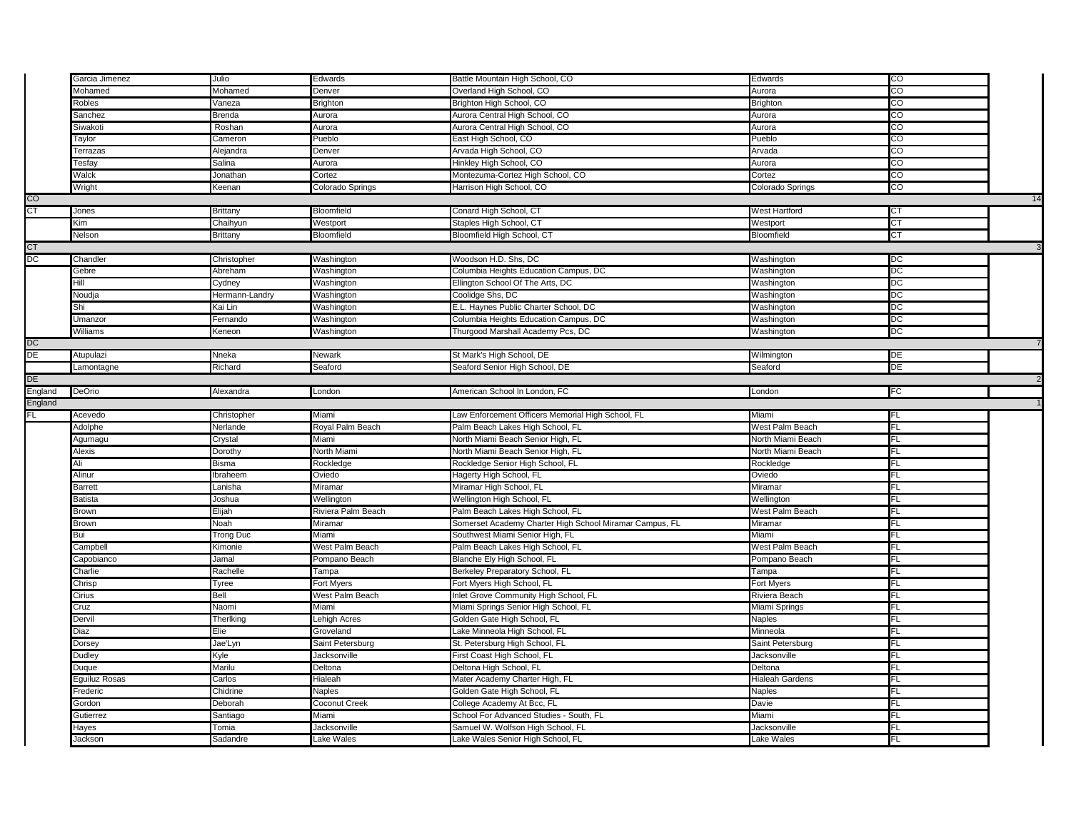| | | | | | | | |
|---|---|---|---|---|---|---|---|
| | Garcia Jimenez | Julio | Edwards | Battle Mountain High School, CO | Edwards | CO | |
| | Mohamed | Mohamed | Denver | Overland High School, CO | Aurora | CO | |
| | Robles | Vaneza | Brighton | Brighton High School, CO | Brighton | CO | |
| | Sanchez | Brenda | Aurora | Aurora Central High School, CO | Aurora | CO | |
| | Siwakoti | Roshan | Aurora | Aurora Central High School, CO | Aurora | CO | |
| | Taylor | Cameron | Pueblo | East High School, CO | Pueblo | CO | |
| | Terrazas | Alejandra | Denver | Arvada High School, CO | Arvada | CO | |
| | Tesfay | Salina | Aurora | Hinkley High School, CO | Aurora | CO | |
| | Walck | Jonathan | Cortez | Montezuma-Cortez High School, CO | Cortez | CO | |
| | Wright | Keenan | Colorado Springs | Harrison High School, CO | Colorado Springs | CO | |
| CO | | | | | | | 14 |
| CT | Jones | Brittany | Bloomfield | Conard High School, CT | West Hartford | CT | |
| | Kim | Chaihyun | Westport | Staples High School, CT | Westport | CT | |
| | Nelson | Brittany | Bloomfield | Bloomfield High School, CT | Bloomfield | CT | |
| CT | | | | | | | 3 |
| DC | Chandler | Christopher | Washington | Woodson H.D. Shs, DC | Washington | DC | |
| | Gebre | Abreham | Washington | Columbia Heights Education Campus, DC | Washington | DC | |
| | Hill | Cydney | Washington | Ellington School Of The Arts, DC | Washington | DC | |
| | Noudja | Hermann-Landry | Washington | Coolidge Shs, DC | Washington | DC | |
| | Shi | Kai Lin | Washington | E.L. Haynes Public Charter School, DC | Washington | DC | |
| | Umanzor | Fernando | Washington | Columbia Heights Education Campus, DC | Washington | DC | |
| | Williams | Keneon | Washington | Thurgood Marshall Academy Pcs, DC | Washington | DC | |
| DC | | | | | | | 7 |
| DE | Atupulazi | Nneka | Newark | St Mark's High School, DE | Wilmington | DE | |
| | Lamontagne | Richard | Seaford | Seaford Senior High School, DE | Seaford | DE | |
| DE | | | | | | | 2 |
| England | DeOrio | Alexandra | London | American School In London, FC | London | FC | |
| England | | | | | | | 1 |
| FL | Acevedo | Christopher | Miami | Law Enforcement Officers Memorial High School, FL | Miami | FL | |
| | Adolphe | Nerlande | Royal Palm Beach | Palm Beach Lakes High School, FL | West Palm Beach | FL | |
| | Agumagu | Crystal | Miami | North Miami Beach Senior High, FL | North Miami Beach | FL | |
| | Alexis | Dorothy | North Miami | North Miami Beach Senior High, FL | North Miami Beach | FL | |
| | Ali | Bisma | Rockledge | Rockledge Senior High School, FL | Rockledge | FL | |
| | Alinur | Ibraheem | Oviedo | Hagerty High School, FL | Oviedo | FL | |
| | Barrett | Lanisha | Miramar | Miramar High School, FL | Miramar | FL | |
| | Batista | Joshua | Wellington | Wellington High School, FL | Wellington | FL | |
| | Brown | Elijah | Riviera Palm Beach | Palm Beach Lakes High School, FL | West Palm Beach | FL | |
| | Brown | Noah | Miramar | Somerset Academy Charter High School Miramar Campus, FL | Miramar | FL | |
| | Bui | Trong Duc | Miami | Southwest Miami Senior High, FL | Miami | FL | |
| | Campbell | Kimonie | West Palm Beach | Palm Beach Lakes High School, FL | West Palm Beach | FL | |
| | Capobianco | Jamal | Pompano Beach | Blanche Ely High School, FL | Pompano Beach | FL | |
| | Charlie | Rachelle | Tampa | Berkeley Preparatory School, FL | Tampa | FL | |
| | Chrisp | Tyree | Fort Myers | Fort Myers High School, FL | Fort Myers | FL | |
| | Cirius | Bell | West Palm Beach | Inlet Grove Community High School, FL | Riviera Beach | FL | |
| | Cruz | Naomi | Miami | Miami Springs Senior High School, FL | Miami Springs | FL | |
| | Dervil | Therlking | Lehigh Acres | Golden Gate High School, FL | Naples | FL | |
| | Diaz | Elie | Groveland | Lake Minneola High School, FL | Minneola | FL | |
| | Dorsey | Jae'Lyn | Saint Petersburg | St. Petersburg High School, FL | Saint Petersburg | FL | |
| | Dudley | Kyle | Jacksonville | First Coast High School, FL | Jacksonville | FL | |
| | Duque | Marilu | Deltona | Deltona High School, FL | Deltona | FL | |
| | Eguiluz Rosas | Carlos | Hialeah | Mater Academy Charter High, FL | Hialeah Gardens | FL | |
| | Frederic | Chidrine | Naples | Golden Gate High School, FL | Naples | FL | |
| | Gordon | Deborah | Coconut Creek | College Academy At Bcc, FL | Davie | FL | |
| | Gutierrez | Santiago | Miami | School For Advanced Studies - South, FL | Miami | FL | |
| | Hayes | Tomia | Jacksonville | Samuel W. Wolfson High School, FL | Jacksonville | FL | |
| | Jackson | Sadandre | Lake Wales | Lake Wales Senior High School, FL | Lake Wales | FL | |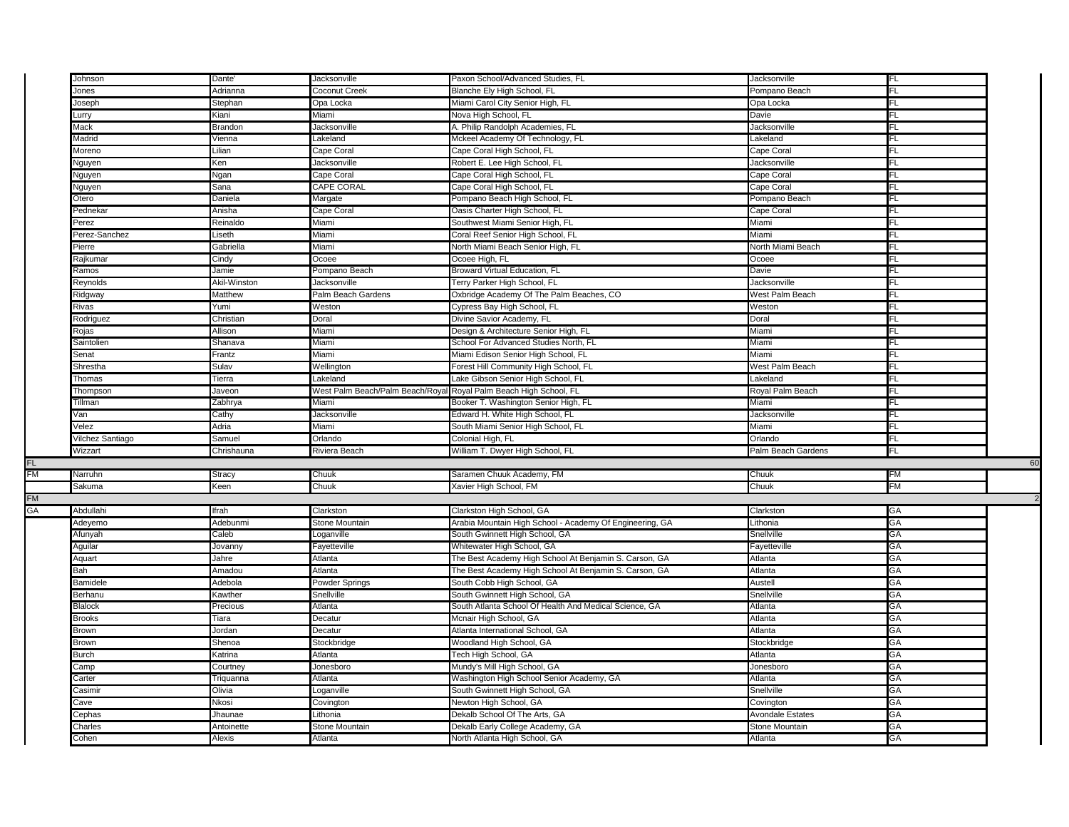| | | | | | | | |
|---|---|---|---|---|---|---|---|
| | Johnson | Dante' | Jacksonville | Paxon School/Advanced Studies, FL | Jacksonville | FL | |
| | Jones | Adrianna | Coconut Creek | Blanche Ely High School, FL | Pompano Beach | FL | |
| | Joseph | Stephan | Opa Locka | Miami Carol City Senior High, FL | Opa Locka | FL | |
| | Lurry | Kiani | Miami | Nova High School, FL | Davie | FL | |
| | Mack | Brandon | Jacksonville | A. Philip Randolph Academies, FL | Jacksonville | FL | |
| | Madrid | Vienna | Lakeland | Mckeel Academy Of Technology, FL | Lakeland | FL | |
| | Moreno | Lilian | Cape Coral | Cape Coral High School, FL | Cape Coral | FL | |
| | Nguyen | Ken | Jacksonville | Robert E. Lee High School, FL | Jacksonville | FL | |
| | Nguyen | Ngan | Cape Coral | Cape Coral High School, FL | Cape Coral | FL | |
| | Nguyen | Sana | CAPE CORAL | Cape Coral High School, FL | Cape Coral | FL | |
| | Otero | Daniela | Margate | Pompano Beach High School, FL | Pompano Beach | FL | |
| | Pednekar | Anisha | Cape Coral | Oasis Charter High School, FL | Cape Coral | FL | |
| | Perez | Reinaldo | Miami | Southwest Miami Senior High, FL | Miami | FL | |
| | Perez-Sanchez | Liseth | Miami | Coral Reef Senior High School, FL | Miami | FL | |
| | Pierre | Gabriella | Miami | North Miami Beach Senior High, FL | North Miami Beach | FL | |
| | Rajkumar | Cindy | Ocoee | Ocoee High, FL | Ocoee | FL | |
| | Ramos | Jamie | Pompano Beach | Broward Virtual Education, FL | Davie | FL | |
| | Reynolds | Akil-Winston | Jacksonville | Terry Parker High School, FL | Jacksonville | FL | |
| | Ridgway | Matthew | Palm Beach Gardens | Oxbridge Academy Of The Palm Beaches, CO | West Palm Beach | FL | |
| | Rivas | Yumi | Weston | Cypress Bay High School, FL | Weston | FL | |
| | Rodriguez | Christian | Doral | Divine Savior Academy, FL | Doral | FL | |
| | Rojas | Allison | Miami | Design & Architecture Senior High, FL | Miami | FL | |
| | Saintolien | Shanava | Miami | School For Advanced Studies North, FL | Miami | FL | |
| | Senat | Frantz | Miami | Miami Edison Senior High School, FL | Miami | FL | |
| | Shrestha | Sulav | Wellington | Forest Hill Community High School, FL | West Palm Beach | FL | |
| | Thomas | Tierra | Lakeland | Lake Gibson Senior High School, FL | Lakeland | FL | |
| | Thompson | Javeon | West Palm Beach/Palm Beach/Royal | Royal Palm Beach High School, FL | Royal Palm Beach | FL | |
| | Tillman | Zabhrya | Miami | Booker T. Washington Senior High, FL | Miami | FL | |
| | Van | Cathy | Jacksonville | Edward H. White High School, FL | Jacksonville | FL | |
| | Velez | Adria | Miami | South Miami Senior High School, FL | Miami | FL | |
| | Vilchez Santiago | Samuel | Orlando | Colonial High, FL | Orlando | FL | |
| | Wizzart | Chrishauna | Riviera Beach | William T. Dwyer High School, FL | Palm Beach Gardens | FL | |
| FL | | | | | | | 60 |
| FM | Narruhn | Stracy | Chuuk | Saramen Chuuk Academy, FM | Chuuk | FM | |
| | Sakuma | Keen | Chuuk | Xavier High School, FM | Chuuk | FM | |
| FM | | | | | | | 2 |
| GA | Abdullahi | Ifrah | Clarkston | Clarkston High School, GA | Clarkston | GA | |
| | Adeyemo | Adebunmi | Stone Mountain | Arabia Mountain High School - Academy Of Engineering, GA | Lithonia | GA | |
| | Afunyah | Caleb | Loganville | South Gwinnett High School, GA | Snellville | GA | |
| | Aguilar | Jovanny | Fayetteville | Whitewater High School, GA | Fayetteville | GA | |
| | Aquart | Jahre | Atlanta | The Best Academy High School At Benjamin S. Carson, GA | Atlanta | GA | |
| | Bah | Amadou | Atlanta | The Best Academy High School At Benjamin S. Carson, GA | Atlanta | GA | |
| | Bamidele | Adebola | Powder Springs | South Cobb High School, GA | Austell | GA | |
| | Berhanu | Kawther | Snellville | South Gwinnett High School, GA | Snellville | GA | |
| | Blalock | Precious | Atlanta | South Atlanta School Of Health And Medical Science, GA | Atlanta | GA | |
| | Brooks | Tiara | Decatur | Mcnair High School, GA | Atlanta | GA | |
| | Brown | Jordan | Decatur | Atlanta International School, GA | Atlanta | GA | |
| | Brown | Shenoa | Stockbridge | Woodland High School, GA | Stockbridge | GA | |
| | Burch | Katrina | Atlanta | Tech High School, GA | Atlanta | GA | |
| | Camp | Courtney | Jonesboro | Mundy's Mill High School, GA | Jonesboro | GA | |
| | Carter | Triquanna | Atlanta | Washington High School Senior Academy, GA | Atlanta | GA | |
| | Casimir | Olivia | Loganville | South Gwinnett High School, GA | Snellville | GA | |
| | Cave | Nkosi | Covington | Newton High School, GA | Covington | GA | |
| | Cephas | Jhaunae | Lithonia | Dekalb School Of The Arts, GA | Avondale Estates | GA | |
| | Charles | Antoinette | Stone Mountain | Dekalb Early College Academy, GA | Stone Mountain | GA | |
| | Cohen | Alexis | Atlanta | North Atlanta High School, GA | Atlanta | GA | |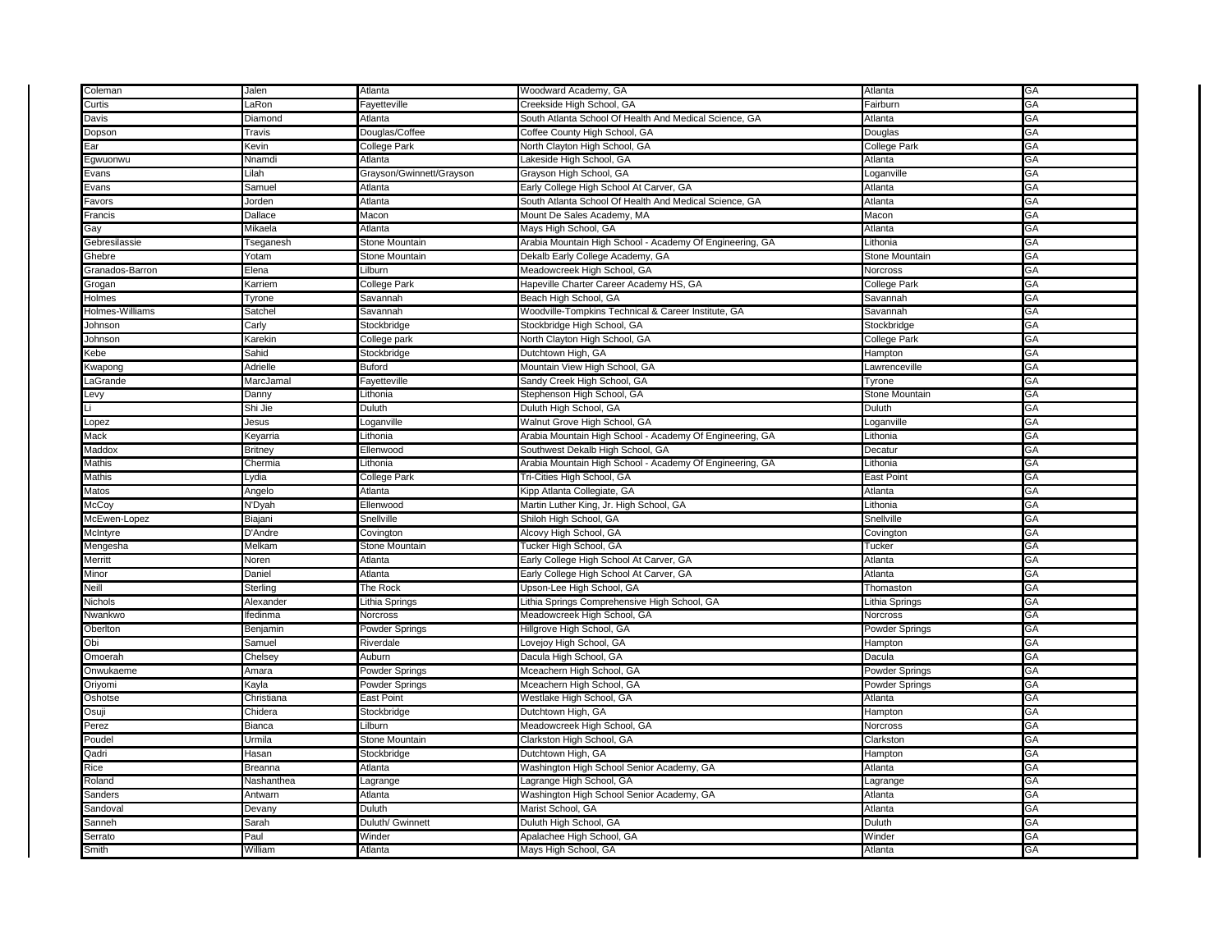| Coleman | Jalen | Atlanta | Woodward Academy, GA | Atlanta | GA |
|---|---|---|---|---|---|
| Curtis | LaRon | Fayetteville | Creekside High School, GA | Fairburn | GA |
| Davis | Diamond | Atlanta | South Atlanta School Of Health And Medical Science, GA | Atlanta | GA |
| Dopson | Travis | Douglas/Coffee | Coffee County High School, GA | Douglas | GA |
| Ear | Kevin | College Park | North Clayton High School, GA | College Park | GA |
| Egwuonwu | Nnamdi | Atlanta | Lakeside High School, GA | Atlanta | GA |
| Evans | Lilah | Grayson/Gwinnett/Grayson | Grayson High School, GA | Loganville | GA |
| Evans | Samuel | Atlanta | Early College High School At Carver, GA | Atlanta | GA |
| Favors | Jorden | Atlanta | South Atlanta School Of Health And Medical Science, GA | Atlanta | GA |
| Francis | Dallace | Macon | Mount De Sales Academy, MA | Macon | GA |
| Gay | Mikaela | Atlanta | Mays High School, GA | Atlanta | GA |
| Gebresilassie | Tseganesh | Stone Mountain | Arabia Mountain High School - Academy Of Engineering, GA | Lithonia | GA |
| Ghebre | Yotam | Stone Mountain | Dekalb Early College Academy, GA | Stone Mountain | GA |
| Granados-Barron | Elena | Lilburn | Meadowcreek High School, GA | Norcross | GA |
| Grogan | Karriem | College Park | Hapeville Charter Career Academy HS, GA | College Park | GA |
| Holmes | Tyrone | Savannah | Beach High School, GA | Savannah | GA |
| Holmes-Williams | Satchel | Savannah | Woodville-Tompkins Technical & Career Institute, GA | Savannah | GA |
| Johnson | Carly | Stockbridge | Stockbridge High School, GA | Stockbridge | GA |
| Johnson | Karekin | College park | North Clayton High School, GA | College Park | GA |
| Kebe | Sahid | Stockbridge | Dutchtown High, GA | Hampton | GA |
| Kwapong | Adrielle | Buford | Mountain View High School, GA | Lawrenceville | GA |
| LaGrande | MarcJamal | Fayetteville | Sandy Creek High School, GA | Tyrone | GA |
| Levy | Danny | Lithonia | Stephenson High School, GA | Stone Mountain | GA |
| Li | Shi Jie | Duluth | Duluth High School, GA | Duluth | GA |
| Lopez | Jesus | Loganville | Walnut Grove High School, GA | Loganville | GA |
| Mack | Keyarria | Lithonia | Arabia Mountain High School - Academy Of Engineering, GA | Lithonia | GA |
| Maddox | Britney | Ellenwood | Southwest Dekalb High School, GA | Decatur | GA |
| Mathis | Chermia | Lithonia | Arabia Mountain High School - Academy Of Engineering, GA | Lithonia | GA |
| Mathis | Lydia | College Park | Tri-Cities High School, GA | East Point | GA |
| Matos | Angelo | Atlanta | Kipp Atlanta Collegiate, GA | Atlanta | GA |
| McCoy | N'Dyah | Ellenwood | Martin Luther King, Jr. High School, GA | Lithonia | GA |
| McEwen-Lopez | Biajani | Snellville | Shiloh High School, GA | Snellville | GA |
| McIntyre | D'Andre | Covington | Alcovy High School, GA | Covington | GA |
| Mengesha | Melkam | Stone Mountain | Tucker High School, GA | Tucker | GA |
| Merritt | Noren | Atlanta | Early College High School At Carver, GA | Atlanta | GA |
| Minor | Daniel | Atlanta | Early College High School At Carver, GA | Atlanta | GA |
| Neill | Sterling | The Rock | Upson-Lee High School, GA | Thomaston | GA |
| Nichols | Alexander | Lithia Springs | Lithia Springs Comprehensive High School, GA | Lithia Springs | GA |
| Nwankwo | Ifedinma | Norcross | Meadowcreek High School, GA | Norcross | GA |
| Oberlton | Benjamin | Powder Springs | Hillgrove High School, GA | Powder Springs | GA |
| Obi | Samuel | Riverdale | Lovejoy High School, GA | Hampton | GA |
| Omoerah | Chelsey | Auburn | Dacula High School, GA | Dacula | GA |
| Onwukaeme | Amara | Powder Springs | Mceachern High School, GA | Powder Springs | GA |
| Oriyomi | Kayla | Powder Springs | Mceachern High School, GA | Powder Springs | GA |
| Oshotse | Christiana | East Point | Westlake High School, GA | Atlanta | GA |
| Osuji | Chidera | Stockbridge | Dutchtown High, GA | Hampton | GA |
| Perez | Bianca | Lilburn | Meadowcreek High School, GA | Norcross | GA |
| Poudel | Urmila | Stone Mountain | Clarkston High School, GA | Clarkston | GA |
| Qadri | Hasan | Stockbridge | Dutchtown High, GA | Hampton | GA |
| Rice | Breanna | Atlanta | Washington High School Senior Academy, GA | Atlanta | GA |
| Roland | Nashanthea | Lagrange | Lagrange High School, GA | Lagrange | GA |
| Sanders | Antwarn | Atlanta | Washington High School Senior Academy, GA | Atlanta | GA |
| Sandoval | Devany | Duluth | Marist School, GA | Atlanta | GA |
| Sanneh | Sarah | Duluth/ Gwinnett | Duluth High School, GA | Duluth | GA |
| Serrato | Paul | Winder | Apalachee High School, GA | Winder | GA |
| Smith | William | Atlanta | Mays High School, GA | Atlanta | GA |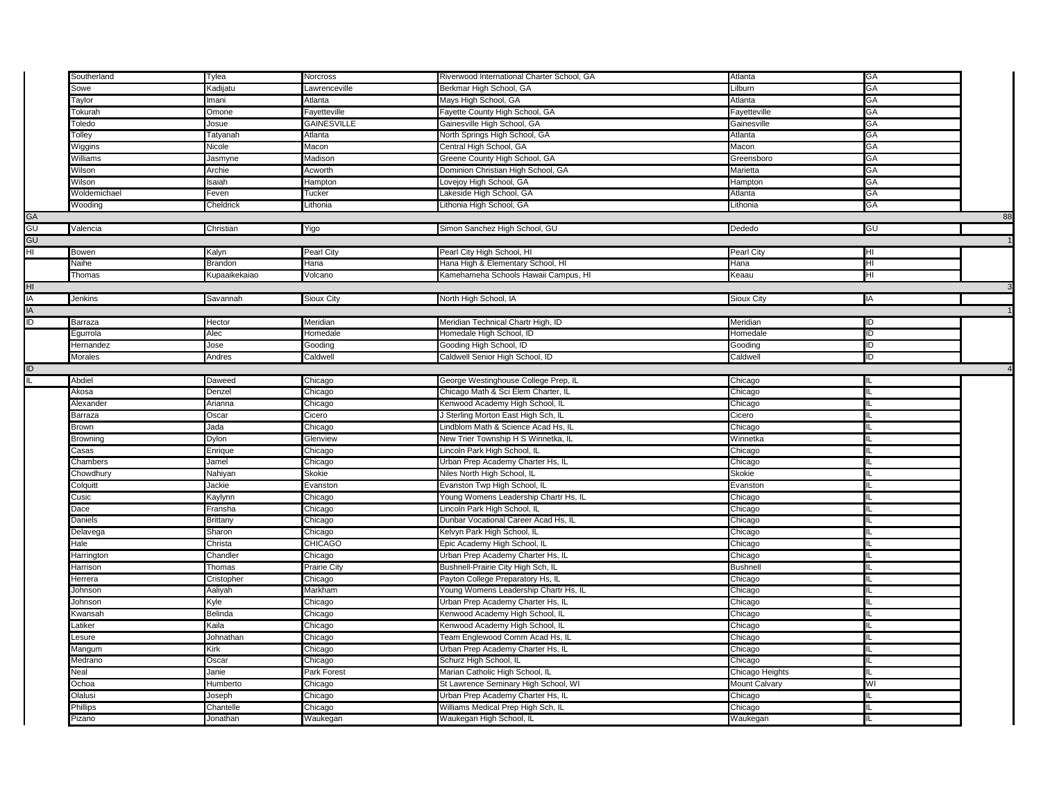| | | | | | | | |
|---|---|---|---|---|---|---|---|
| | Southerland | Tylea | Norcross | Riverwood International Charter School, GA | Atlanta | GA | |
| | Sowe | Kadijatu | Lawrenceville | Berkmar High School, GA | Lilburn | GA | |
| | Taylor | Imani | Atlanta | Mays High School, GA | Atlanta | GA | |
| | Tokurah | Omone | Fayetteville | Fayette County High School, GA | Fayetteville | GA | |
| | Toledo | Josue | GAINESVILLE | Gainesville High School, GA | Gainesville | GA | |
| | Tolley | Tatyanah | Atlanta | North Springs High School, GA | Atlanta | GA | |
| | Wiggins | Nicole | Macon | Central High School, GA | Macon | GA | |
| | Williams | Jasmyne | Madison | Greene County High School, GA | Greensboro | GA | |
| | Wilson | Archie | Acworth | Dominion Christian High School, GA | Marietta | GA | |
| | Wilson | Isaiah | Hampton | Lovejoy High School, GA | Hampton | GA | |
| | Woldemichael | Feven | Tucker | Lakeside High School, GA | Atlanta | GA | |
| | Wooding | Cheldrick | Lithonia | Lithonia High School, GA | Lithonia | GA | |
| GA | | | | | | | 88 |
| GU | Valencia | Christian | Yigo | Simon Sanchez High School, GU | Dededo | GU | |
| GU | | | | | | | 1 |
| HI | Bowen | Kalyn | Pearl City | Pearl City High School, HI | Pearl City | HI | |
| | Naihe | Brandon | Hana | Hana High & Elementary School, HI | Hana | HI | |
| | Thomas | Kupaaikekaiao | Volcano | Kamehameha Schools Hawaii Campus, HI | Keaau | HI | |
| HI | | | | | | | 3 |
| IA | Jenkins | Savannah | Sioux City | North High School, IA | Sioux City | IA | |
| IA | | | | | | | 1 |
| ID | Barraza | Hector | Meridian | Meridian Technical Chartr High, ID | Meridian | ID | |
| | Egurrola | Alec | Homedale | Homedale High School, ID | Homedale | ID | |
| | Hernandez | Jose | Gooding | Gooding High School, ID | Gooding | ID | |
| | Morales | Andres | Caldwell | Caldwell Senior High School, ID | Caldwell | ID | |
| ID | | | | | | | 4 |
| IL | Abdiel | Daweed | Chicago | George Westinghouse College Prep, IL | Chicago | IL | |
| | Akosa | Denzel | Chicago | Chicago Math & Sci Elem Charter, IL | Chicago | IL | |
| | Alexander | Arianna | Chicago | Kenwood Academy High School, IL | Chicago | IL | |
| | Barraza | Oscar | Cicero | J Sterling Morton East High Sch, IL | Cicero | IL | |
| | Brown | Jada | Chicago | Lindblom Math & Science Acad Hs, IL | Chicago | IL | |
| | Browning | Dylon | Glenview | New Trier Township H S Winnetka, IL | Winnetka | IL | |
| | Casas | Enrique | Chicago | Lincoln Park High School, IL | Chicago | IL | |
| | Chambers | Jamel | Chicago | Urban Prep Academy Charter Hs, IL | Chicago | IL | |
| | Chowdhury | Nahiyan | Skokie | Niles North High School, IL | Skokie | IL | |
| | Colquitt | Jackie | Evanston | Evanston Twp High School, IL | Evanston | IL | |
| | Cusic | Kaylynn | Chicago | Young Womens Leadership Chartr Hs, IL | Chicago | IL | |
| | Dace | Fransha | Chicago | Lincoln Park High School, IL | Chicago | IL | |
| | Daniels | Brittany | Chicago | Dunbar Vocational Career Acad Hs, IL | Chicago | IL | |
| | Delavega | Sharon | Chicago | Kelvyn Park High School, IL | Chicago | IL | |
| | Hale | Christa | CHICAGO | Epic Academy High School, IL | Chicago | IL | |
| | Harrington | Chandler | Chicago | Urban Prep Academy Charter Hs, IL | Chicago | IL | |
| | Harrison | Thomas | Prairie City | Bushnell-Prairie City High Sch, IL | Bushnell | IL | |
| | Herrera | Cristopher | Chicago | Payton College Preparatory Hs, IL | Chicago | IL | |
| | Johnson | Aaliyah | Markham | Young Womens Leadership Chartr Hs, IL | Chicago | IL | |
| | Johnson | Kyle | Chicago | Urban Prep Academy Charter Hs, IL | Chicago | IL | |
| | Kwansah | Belinda | Chicago | Kenwood Academy High School, IL | Chicago | IL | |
| | Latiker | Kaila | Chicago | Kenwood Academy High School, IL | Chicago | IL | |
| | Lesure | Johnathan | Chicago | Team Englewood Comm Acad Hs, IL | Chicago | IL | |
| | Mangum | Kirk | Chicago | Urban Prep Academy Charter Hs, IL | Chicago | IL | |
| | Medrano | Oscar | Chicago | Schurz High School, IL | Chicago | IL | |
| | Neal | Janie | Park Forest | Marian Catholic High School, IL | Chicago Heights | IL | |
| | Ochoa | Humberto | Chicago | St Lawrence Seminary High School, WI | Mount Calvary | WI | |
| | Olalusi | Joseph | Chicago | Urban Prep Academy Charter Hs, IL | Chicago | IL | |
| | Phillips | Chantelle | Chicago | Williams Medical Prep High Sch, IL | Chicago | IL | |
| | Pizano | Jonathan | Waukegan | Waukegan High School, IL | Waukegan | IL | |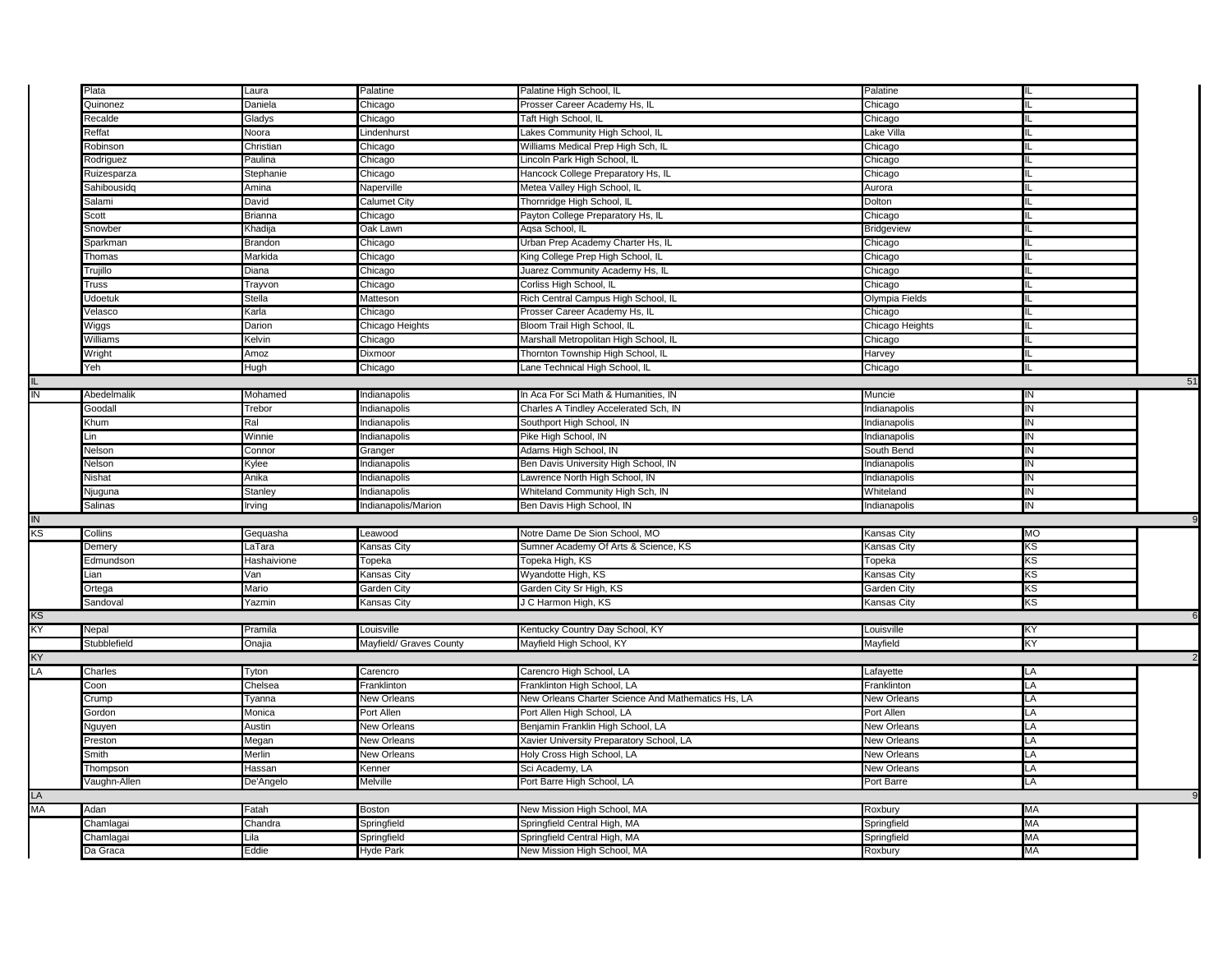| | | | | | | | |
|---|---|---|---|---|---|---|---|
| | Plata | Laura | Palatine | Palatine High School, IL | Palatine | IL | |
| | Quinonez | Daniela | Chicago | Prosser Career Academy Hs, IL | Chicago | IL | |
| | Recalde | Gladys | Chicago | Taft High School, IL | Chicago | IL | |
| | Reffat | Noora | Lindenhurst | Lakes Community High School, IL | Lake Villa | IL | |
| | Robinson | Christian | Chicago | Williams Medical Prep High Sch, IL | Chicago | IL | |
| | Rodriguez | Paulina | Chicago | Lincoln Park High School, IL | Chicago | IL | |
| | Ruizesparza | Stephanie | Chicago | Hancock College Preparatory Hs, IL | Chicago | IL | |
| | Sahibousidq | Amina | Naperville | Metea Valley High School, IL | Aurora | IL | |
| | Salami | David | Calumet City | Thornridge High School, IL | Dolton | IL | |
| | Scott | Brianna | Chicago | Payton College Preparatory Hs, IL | Chicago | IL | |
| | Snowber | Khadija | Oak Lawn | Aqsa School, IL | Bridgeview | IL | |
| | Sparkman | Brandon | Chicago | Urban Prep Academy Charter Hs, IL | Chicago | IL | |
| | Thomas | Markida | Chicago | King College Prep High School, IL | Chicago | IL | |
| | Trujillo | Diana | Chicago | Juarez Community Academy Hs, IL | Chicago | IL | |
| | Truss | Trayvon | Chicago | Corliss High School, IL | Chicago | IL | |
| | Udoetuk | Stella | Matteson | Rich Central Campus High School, IL | Olympia Fields | IL | |
| | Velasco | Karla | Chicago | Prosser Career Academy Hs, IL | Chicago | IL | |
| | Wiggs | Darion | Chicago Heights | Bloom Trail High School, IL | Chicago Heights | IL | |
| | Williams | Kelvin | Chicago | Marshall Metropolitan High School, IL | Chicago | IL | |
| | Wright | Amoz | Dixmoor | Thornton Township High School, IL | Harvey | IL | |
| | Yeh | Hugh | Chicago | Lane Technical High School, IL | Chicago | IL | |
| IL | | | | | | | 51 |
| IN | Abedelmalik | Mohamed | Indianapolis | In Aca For Sci Math & Humanities, IN | Muncie | IN | |
| | Goodall | Trebor | Indianapolis | Charles A Tindley Accelerated Sch, IN | Indianapolis | IN | |
| | Khum | Ral | Indianapolis | Southport High School, IN | Indianapolis | IN | |
| | Lin | Winnie | Indianapolis | Pike High School, IN | Indianapolis | IN | |
| | Nelson | Connor | Granger | Adams High School, IN | South Bend | IN | |
| | Nelson | Kylee | Indianapolis | Ben Davis University High School, IN | Indianapolis | IN | |
| | Nishat | Anika | Indianapolis | Lawrence North High School, IN | Indianapolis | IN | |
| | Njuguna | Stanley | Indianapolis | Whiteland Community High Sch, IN | Whiteland | IN | |
| | Salinas | Irving | Indianapolis/Marion | Ben Davis High School, IN | Indianapolis | IN | |
| IN | | | | | | | 9 |
| KS | Collins | Gequasha | Leawood | Notre Dame De Sion School, MO | Kansas City | MO | |
| | Demery | LaTara | Kansas City | Sumner Academy Of Arts & Science, KS | Kansas City | KS | |
| | Edmundson | Hashaivione | Topeka | Topeka High, KS | Topeka | KS | |
| | Lian | Van | Kansas City | Wyandotte High, KS | Kansas City | KS | |
| | Ortega | Mario | Garden City | Garden City Sr High, KS | Garden City | KS | |
| | Sandoval | Yazmin | Kansas City | J C Harmon High, KS | Kansas City | KS | |
| KS | | | | | | | 6 |
| KY | Nepal | Pramila | Louisville | Kentucky Country Day School, KY | Louisville | KY | |
| | Stubblefield | Onajia | Mayfield/ Graves County | Mayfield High School, KY | Mayfield | KY | |
| KY | | | | | | | 2 |
| LA | Charles | Tyton | Carencro | Carencro High School, LA | Lafayette | LA | |
| | Coon | Chelsea | Franklinton | Franklinton High School, LA | Franklinton | LA | |
| | Crump | Tyanna | New Orleans | New Orleans Charter Science And Mathematics Hs, LA | New Orleans | LA | |
| | Gordon | Monica | Port Allen | Port Allen High School, LA | Port Allen | LA | |
| | Nguyen | Austin | New Orleans | Benjamin Franklin High School, LA | New Orleans | LA | |
| | Preston | Megan | New Orleans | Xavier University Preparatory School, LA | New Orleans | LA | |
| | Smith | Merlin | New Orleans | Holy Cross High School, LA | New Orleans | LA | |
| | Thompson | Hassan | Kenner | Sci Academy, LA | New Orleans | LA | |
| | Vaughn-Allen | De'Angelo | Melville | Port Barre High School, LA | Port Barre | LA | |
| LA | | | | | | | 9 |
| MA | Adan | Fatah | Boston | New Mission High School, MA | Roxbury | MA | |
| | Chamlagai | Chandra | Springfield | Springfield Central High, MA | Springfield | MA | |
| | Chamlagai | Lila | Springfield | Springfield Central High, MA | Springfield | MA | |
| | Da Graca | Eddie | Hyde Park | New Mission High School, MA | Roxbury | MA | |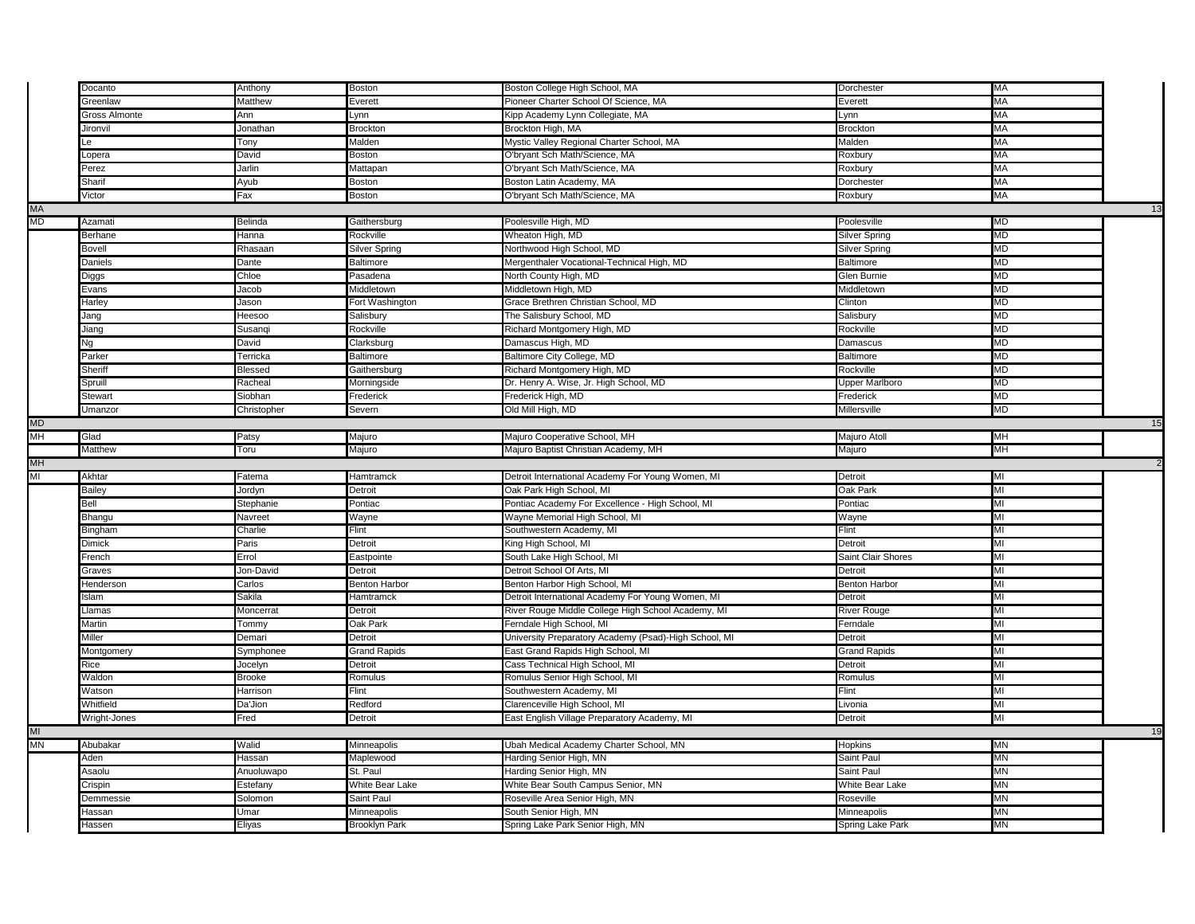|  |  |  |  |  |  |  |  |
|---|---|---|---|---|---|---|---|
|  | Docanto | Anthony | Boston | Boston College High School, MA | Dorchester | MA |  |
|  | Greenlaw | Matthew | Everett | Pioneer Charter School Of Science, MA | Everett | MA |  |
|  | Gross Almonte | Ann | Lynn | Kipp Academy Lynn Collegiate, MA | Lynn | MA |  |
|  | Jironvil | Jonathan | Brockton | Brockton High, MA | Brockton | MA |  |
|  | Le | Tony | Malden | Mystic Valley Regional Charter School, MA | Malden | MA |  |
|  | Lopera | David | Boston | O'bryant Sch Math/Science, MA | Roxbury | MA |  |
|  | Perez | Jarlin | Mattapan | O'bryant Sch Math/Science, MA | Roxbury | MA |  |
|  | Sharif | Ayub | Boston | Boston Latin Academy, MA | Dorchester | MA |  |
|  | Victor | Fax | Boston | O'bryant Sch Math/Science, MA | Roxbury | MA |  |
| MA |  |  |  |  |  |  | 13 |
| MD | Azamati | Belinda | Gaithersburg | Poolesville High, MD | Poolesville | MD |  |
|  | Berhane | Hanna | Rockville | Wheaton High, MD | Silver Spring | MD |  |
|  | Bovell | Rhasaan | Silver Spring | Northwood High School, MD | Silver Spring | MD |  |
|  | Daniels | Dante | Baltimore | Mergenthaler Vocational-Technical High, MD | Baltimore | MD |  |
|  | Diggs | Chloe | Pasadena | North County High, MD | Glen Burnie | MD |  |
|  | Evans | Jacob | Middletown | Middletown High, MD | Middletown | MD |  |
|  | Harley | Jason | Fort Washington | Grace Brethren Christian School, MD | Clinton | MD |  |
|  | Jang | Heesoo | Salisbury | The Salisbury School, MD | Salisbury | MD |  |
|  | Jiang | Susanqi | Rockville | Richard Montgomery High, MD | Rockville | MD |  |
|  | Ng | David | Clarksburg | Damascus High, MD | Damascus | MD |  |
|  | Parker | Terricka | Baltimore | Baltimore City College, MD | Baltimore | MD |  |
|  | Sheriff | Blessed | Gaithersburg | Richard Montgomery High, MD | Rockville | MD |  |
|  | Spruill | Racheal | Morningside | Dr. Henry A. Wise, Jr. High School, MD | Upper Marlboro | MD |  |
|  | Stewart | Siobhan | Frederick | Frederick High, MD | Frederick | MD |  |
|  | Umanzor | Christopher | Severn | Old Mill High, MD | Millersville | MD |  |
| MD |  |  |  |  |  |  | 15 |
| MH | Glad | Patsy | Majuro | Majuro Cooperative School, MH | Majuro Atoll | MH |  |
|  | Matthew | Toru | Majuro | Majuro Baptist Christian Academy, MH | Majuro | MH |  |
| MH |  |  |  |  |  |  | 2 |
| MI | Akhtar | Fatema | Hamtramck | Detroit International Academy For Young Women, MI | Detroit | MI |  |
|  | Bailey | Jordyn | Detroit | Oak Park High School, MI | Oak Park | MI |  |
|  | Bell | Stephanie | Pontiac | Pontiac Academy For Excellence - High School, MI | Pontiac | MI |  |
|  | Bhangu | Navreet | Wayne | Wayne Memorial High School, MI | Wayne | MI |  |
|  | Bingham | Charlie | Flint | Southwestern Academy, MI | Flint | MI |  |
|  | Dimick | Paris | Detroit | King High School, MI | Detroit | MI |  |
|  | French | Errol | Eastpointe | South Lake High School, MI | Saint Clair Shores | MI |  |
|  | Graves | Jon-David | Detroit | Detroit School Of Arts, MI | Detroit | MI |  |
|  | Henderson | Carlos | Benton Harbor | Benton Harbor High School, MI | Benton Harbor | MI |  |
|  | Islam | Sakila | Hamtramck | Detroit International Academy For Young Women, MI | Detroit | MI |  |
|  | Llamas | Moncerrat | Detroit | River Rouge Middle College High School Academy, MI | River Rouge | MI |  |
|  | Martin | Tommy | Oak Park | Ferndale High School, MI | Ferndale | MI |  |
|  | Miller | Demari | Detroit | University Preparatory Academy (Psad)-High School, MI | Detroit | MI |  |
|  | Montgomery | Symphonee | Grand Rapids | East Grand Rapids High School, MI | Grand Rapids | MI |  |
|  | Rice | Jocelyn | Detroit | Cass Technical High School, MI | Detroit | MI |  |
|  | Waldon | Brooke | Romulus | Romulus Senior High School, MI | Romulus | MI |  |
|  | Watson | Harrison | Flint | Southwestern Academy, MI | Flint | MI |  |
|  | Whitfield | Da'Jion | Redford | Clarenceville High School, MI | Livonia | MI |  |
|  | Wright-Jones | Fred | Detroit | East English Village Preparatory Academy, MI | Detroit | MI |  |
| MI |  |  |  |  |  |  | 19 |
| MN | Abubakar | Walid | Minneapolis | Ubah Medical Academy Charter School, MN | Hopkins | MN |  |
|  | Aden | Hassan | Maplewood | Harding Senior High, MN | Saint Paul | MN |  |
|  | Asaolu | Anuoluwapo | St. Paul | Harding Senior High, MN | Saint Paul | MN |  |
|  | Crispin | Estefany | White Bear Lake | White Bear South Campus Senior, MN | White Bear Lake | MN |  |
|  | Demmessie | Solomon | Saint Paul | Roseville Area Senior High, MN | Roseville | MN |  |
|  | Hassan | Umar | Minneapolis | South Senior High, MN | Minneapolis | MN |  |
|  | Hassen | Eliyas | Brooklyn Park | Spring Lake Park Senior High, MN | Spring Lake Park | MN |  |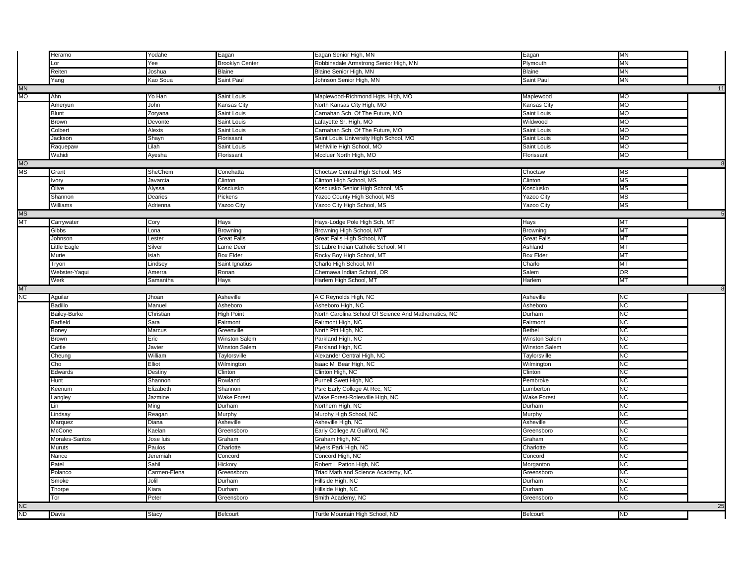| | | | | | | | |
|---|---|---|---|---|---|---|---|
| | Heramo | Yodahe | Eagan | Eagan Senior High, MN | Eagan | MN | |
| | Lor | Yee | Brooklyn Center | Robbinsdale Armstrong Senior High, MN | Plymouth | MN | |
| | Reiten | Joshua | Blaine | Blaine Senior High, MN | Blaine | MN | |
| | Yang | Kao Soua | Saint Paul | Johnson Senior High, MN | Saint Paul | MN | |
| MN | | | | | | | 11 |
| MO | Ahn | Yo Han | Saint Louis | Maplewood-Richmond Hgts. High, MO | Maplewood | MO | |
| | Ameryun | John | Kansas City | North Kansas City High, MO | Kansas City | MO | |
| | Blunt | Zoryana | Saint Louis | Carnahan Sch. Of The Future, MO | Saint Louis | MO | |
| | Brown | Devonte | Saint Louis | Lafayette Sr. High, MO | Wildwood | MO | |
| | Colbert | Alexis | Saint Louis | Carnahan Sch. Of The Future, MO | Saint Louis | MO | |
| | Jackson | Shayn | Florissant | Saint Louis University High School, MO | Saint Louis | MO | |
| | Raquepaw | Lilah | Saint Louis | Mehlville High School, MO | Saint Louis | MO | |
| | Wahidi | Ayesha | Florissant | Mccluer North High, MO | Florissant | MO | |
| MO | | | | | | | 8 |
| MS | Grant | SheChem | Conehatta | Choctaw Central High School, MS | Choctaw | MS | |
| | Ivory | Javarcia | Clinton | Clinton High School, MS | Clinton | MS | |
| | Olive | Alyssa | Kosciusko | Kosciusko Senior High School, MS | Kosciusko | MS | |
| | Shannon | Dearies | Pickens | Yazoo County High School, MS | Yazoo City | MS | |
| | Williams | Adrienna | Yazoo City | Yazoo City High School, MS | Yazoo City | MS | |
| MS | | | | | | | 5 |
| MT | Carrywater | Cory | Hays | Hays-Lodge Pole High Sch, MT | Hays | MT | |
| | Gibbs | Lona | Browning | Browning High School, MT | Browning | MT | |
| | Johnson | Lester | Great Falls | Great Falls High School, MT | Great Falls | MT | |
| | Little Eagle | Silver | Lame Deer | St Labre Indian Catholic School, MT | Ashland | MT | |
| | Murie | Isiah | Box Elder | Rocky Boy High School, MT | Box Elder | MT | |
| | Tryon | Lindsey | Saint Ignatius | Charlo High School, MT | Charlo | MT | |
| | Webster-Yaqui | Amerra | Ronan | Chemawa Indian School, OR | Salem | OR | |
| | Werk | Samantha | Hays | Harlem High School, MT | Harlem | MT | |
| MT | | | | | | | 8 |
| NC | Aguilar | Jhoan | Asheville | A C Reynolds High, NC | Asheville | NC | |
| | Badillo | Manuel | Asheboro | Asheboro High, NC | Asheboro | NC | |
| | Bailey-Burke | Christian | High Point | North Carolina School Of Science And Mathematics, NC | Durham | NC | |
| | Barfield | Sara | Fairmont | Fairmont High, NC | Fairmont | NC | |
| | Boney | Marcus | Greenville | North Pitt High, NC | Bethel | NC | |
| | Brown | Eric | Winston Salem | Parkland High, NC | Winston Salem | NC | |
| | Cattle | Javier | Winston Salem | Parkland High, NC | Winston Salem | NC | |
| | Cheung | William | Taylorsville | Alexander Central High, NC | Taylorsville | NC | |
| | Cho | Elliot | Wilmington | Isaac M Bear High, NC | Wilmington | NC | |
| | Edwards | Destiny | Clinton | Clinton High, NC | Clinton | NC | |
| | Hunt | Shannon | Rowland | Purnell Swett High, NC | Pembroke | NC | |
| | Keenum | Elizabeth | Shannon | Psrc Early College At Rcc, NC | Lumberton | NC | |
| | Langley | Jazmine | Wake Forest | Wake Forest-Rolesville High, NC | Wake Forest | NC | |
| | Lin | Ming | Durham | Northern High, NC | Durham | NC | |
| | Lindsay | Reagan | Murphy | Murphy High School, NC | Murphy | NC | |
| | Marquez | Diana | Asheville | Asheville High, NC | Asheville | NC | |
| | McCone | Kaelan | Greensboro | Early College At Guilford, NC | Greensboro | NC | |
| | Morales-Santos | Jose luis | Graham | Graham High, NC | Graham | NC | |
| | Muruts | Paulos | Charlotte | Myers Park High, NC | Charlotte | NC | |
| | Nance | Jeremiah | Concord | Concord High, NC | Concord | NC | |
| | Patel | Sahil | Hickory | Robert L Patton High, NC | Morganton | NC | |
| | Polanco | Carmen-Elena | Greensboro | Triad Math and Science Academy, NC | Greensboro | NC | |
| | Smoke | Jolil | Durham | Hillside High, NC | Durham | NC | |
| | Thorpe | Kiara | Durham | Hillside High, NC | Durham | NC | |
| | Tor | Peter | Greensboro | Smith Academy, NC | Greensboro | NC | |
| NC | | | | | | | 25 |
| ND | Davis | Stacy | Belcourt | Turtle Mountain High School, ND | Belcourt | ND | |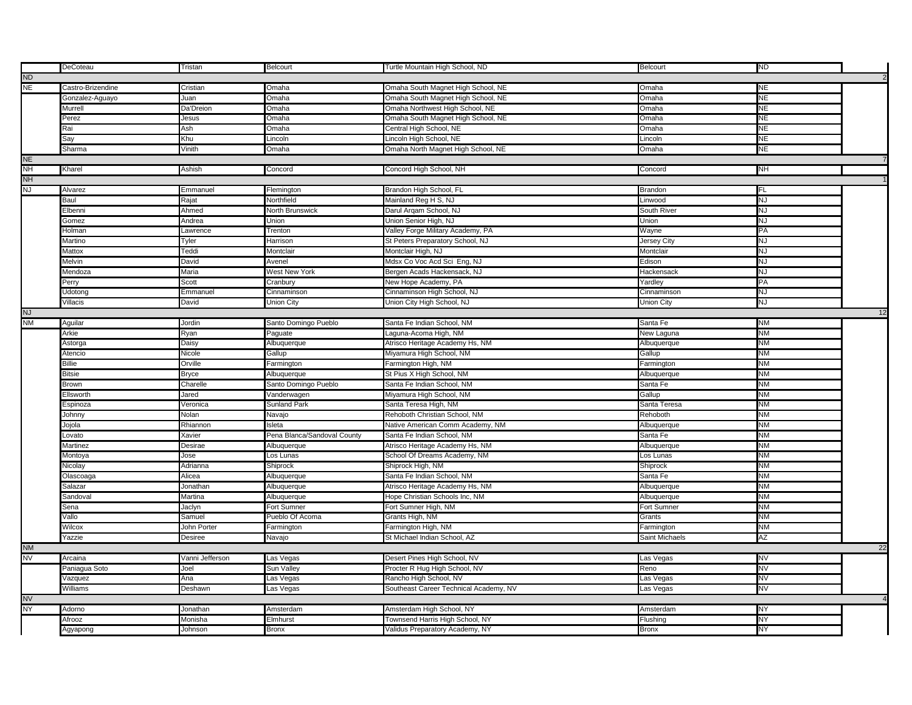| | | | | | | | |
|---|---|---|---|---|---|---|---|
| | DeCoteau | Tristan | Belcourt | Turtle Mountain High School, ND | Belcourt | ND | |
| ND | | | | | | | 2 |
| NE | Castro-Brizendine | Cristian | Omaha | Omaha South Magnet High School, NE | Omaha | NE | |
| | Gonzalez-Aguayo | Juan | Omaha | Omaha South Magnet High School, NE | Omaha | NE | |
| | Murrell | Da'Dreion | Omaha | Omaha Northwest High School, NE | Omaha | NE | |
| | Perez | Jesus | Omaha | Omaha South Magnet High School, NE | Omaha | NE | |
| | Rai | Ash | Omaha | Central High School, NE | Omaha | NE | |
| | Say | Khu | Lincoln | Lincoln High School, NE | Lincoln | NE | |
| | Sharma | Vinith | Omaha | Omaha North Magnet High School, NE | Omaha | NE | |
| NE | | | | | | | 7 |
| NH | Kharel | Ashish | Concord | Concord High School, NH | Concord | NH | |
| NH | | | | | | | 1 |
| NJ | Alvarez | Emmanuel | Flemington | Brandon High School, FL | Brandon | FL | |
| | Baul | Rajat | Northfield | Mainland Reg H S, NJ | Linwood | NJ | |
| | Elbenni | Ahmed | North Brunswick | Darul Arqam School, NJ | South River | NJ | |
| | Gomez | Andrea | Union | Union Senior High, NJ | Union | NJ | |
| | Holman | Lawrence | Trenton | Valley Forge Military Academy, PA | Wayne | PA | |
| | Martino | Tyler | Harrison | St Peters Preparatory School, NJ | Jersey City | NJ | |
| | Mattox | Teddi | Montclair | Montclair High, NJ | Montclair | NJ | |
| | Melvin | David | Avenel | Mdsx Co Voc Acd Sci Eng, NJ | Edison | NJ | |
| | Mendoza | Maria | West New York | Bergen Acads Hackensack, NJ | Hackensack | NJ | |
| | Perry | Scott | Cranbury | New Hope Academy, PA | Yardley | PA | |
| | Udotong | Emmanuel | Cinnaminson | Cinnaminson High School, NJ | Cinnaminson | NJ | |
| | Villacis | David | Union City | Union City High School, NJ | Union City | NJ | |
| NJ | | | | | | | 12 |
| NM | Aguilar | Jordin | Santo Domingo Pueblo | Santa Fe Indian School, NM | Santa Fe | NM | |
| | Arkie | Ryan | Paguate | Laguna-Acoma High, NM | New Laguna | NM | |
| | Astorga | Daisy | Albuquerque | Atrisco Heritage Academy Hs, NM | Albuquerque | NM | |
| | Atencio | Nicole | Gallup | Miyamura High School, NM | Gallup | NM | |
| | Billie | Orville | Farmington | Farmington High, NM | Farmington | NM | |
| | Bitsie | Bryce | Albuquerque | St Pius X High School, NM | Albuquerque | NM | |
| | Brown | Charelle | Santo Domingo Pueblo | Santa Fe Indian School, NM | Santa Fe | NM | |
| | Ellsworth | Jared | Vanderwagen | Miyamura High School, NM | Gallup | NM | |
| | Espinoza | Veronica | Sunland Park | Santa Teresa High, NM | Santa Teresa | NM | |
| | Johnny | Nolan | Navajo | Rehoboth Christian School, NM | Rehoboth | NM | |
| | Jojola | Rhiannon | Isleta | Native American Comm Academy, NM | Albuquerque | NM | |
| | Lovato | Xavier | Pena Blanca/Sandoval County | Santa Fe Indian School, NM | Santa Fe | NM | |
| | Martinez | Desirae | Albuquerque | Atrisco Heritage Academy Hs, NM | Albuquerque | NM | |
| | Montoya | Jose | Los Lunas | School Of Dreams Academy, NM | Los Lunas | NM | |
| | Nicolay | Adrianna | Shiprock | Shiprock High, NM | Shiprock | NM | |
| | Olascoaga | Alicea | Albuquerque | Santa Fe Indian School, NM | Santa Fe | NM | |
| | Salazar | Jonathan | Albuquerque | Atrisco Heritage Academy Hs, NM | Albuquerque | NM | |
| | Sandoval | Martina | Albuquerque | Hope Christian Schools Inc, NM | Albuquerque | NM | |
| | Sena | Jaclyn | Fort Sumner | Fort Sumner High, NM | Fort Sumner | NM | |
| | Vallo | Samuel | Pueblo Of Acoma | Grants High, NM | Grants | NM | |
| | Wilcox | John Porter | Farmington | Farmington High, NM | Farmington | NM | |
| | Yazzie | Desiree | Navajo | St Michael Indian School, AZ | Saint Michaels | AZ | |
| NM | | | | | | | 22 |
| NV | Arcaina | Vanni Jefferson | Las Vegas | Desert Pines High School, NV | Las Vegas | NV | |
| | Paniagua Soto | Joel | Sun Valley | Procter R Hug High School, NV | Reno | NV | |
| | Vazquez | Ana | Las Vegas | Rancho High School, NV | Las Vegas | NV | |
| | Williams | Deshawn | Las Vegas | Southeast Career Technical Academy, NV | Las Vegas | NV | |
| NV | | | | | | | 4 |
| NY | Adorno | Jonathan | Amsterdam | Amsterdam High School, NY | Amsterdam | NY | |
| | Afrooz | Monisha | Elmhurst | Townsend Harris High School, NY | Flushing | NY | |
| | Agyapong | Johnson | Bronx | Validus Preparatory Academy, NY | Bronx | NY | |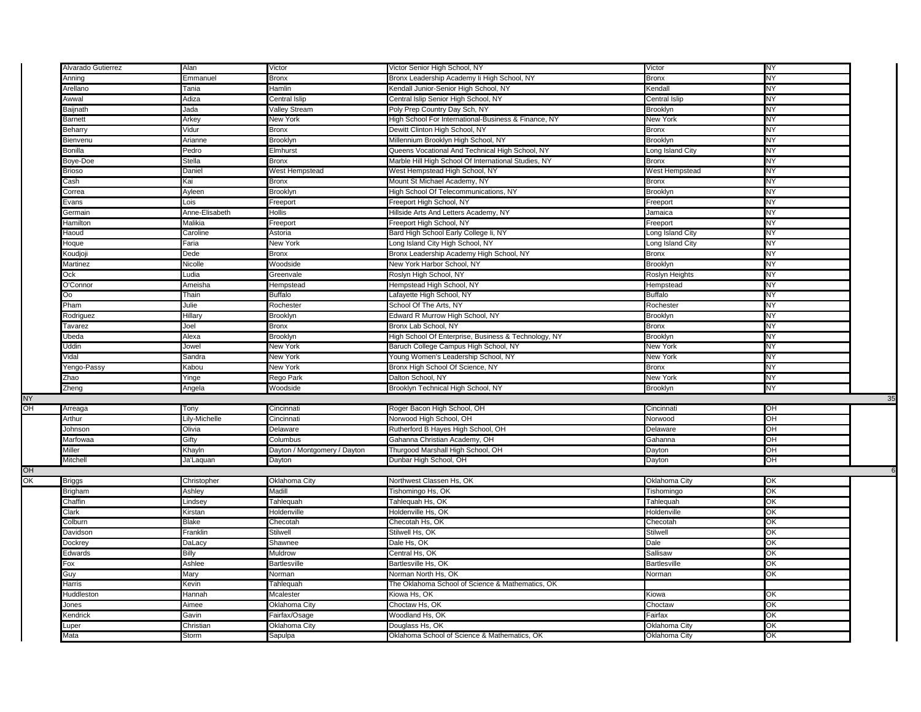| State | Last Name | First Name | City | High School | HS City | HS State | Count |
|---|---|---|---|---|---|---|---|
| | Alvarado Gutierrez | Alan | Victor | Victor Senior High School, NY | Victor | NY | |
| | Anning | Emmanuel | Bronx | Bronx Leadership Academy Ii High School, NY | Bronx | NY | |
| | Arellano | Tania | Hamlin | Kendall Junior-Senior High School, NY | Kendall | NY | |
| | Awwal | Adiza | Central Islip | Central Islip Senior High School, NY | Central Islip | NY | |
| | Baijnath | Jada | Valley Stream | Poly Prep Country Day Sch, NY | Brooklyn | NY | |
| | Barnett | Arkey | New York | High School For International-Business & Finance, NY | New York | NY | |
| | Beharry | Vidur | Bronx | Dewitt Clinton High School, NY | Bronx | NY | |
| | Bienvenu | Arianne | Brooklyn | Millennium Brooklyn High School, NY | Brooklyn | NY | |
| | Bonilla | Pedro | Elmhurst | Queens Vocational And Technical High School, NY | Long Island City | NY | |
| | Boye-Doe | Stella | Bronx | Marble Hill High School Of International Studies, NY | Bronx | NY | |
| | Brioso | Daniel | West Hempstead | West Hempstead High School, NY | West Hempstead | NY | |
| | Cash | Kai | Bronx | Mount St Michael Academy, NY | Bronx | NY | |
| | Correa | Ayleen | Brooklyn | High School Of Telecommunications, NY | Brooklyn | NY | |
| | Evans | Lois | Freeport | Freeport High School, NY | Freeport | NY | |
| | Germain | Anne-Elisabeth | Hollis | Hillside Arts And Letters Academy, NY | Jamaica | NY | |
| | Hamilton | Malikia | Freeport | Freeport High School, NY | Freeport | NY | |
| | Haoud | Caroline | Astoria | Bard High School Early College Ii, NY | Long Island City | NY | |
| | Hoque | Faria | New York | Long Island City High School, NY | Long Island City | NY | |
| | Koudjoji | Dede | Bronx | Bronx Leadership Academy High School, NY | Bronx | NY | |
| | Martinez | Nicolle | Woodside | New York Harbor School, NY | Brooklyn | NY | |
| | Ock | Ludia | Greenvale | Roslyn High School, NY | Roslyn Heights | NY | |
| | O'Connor | Ameisha | Hempstead | Hempstead High School, NY | Hempstead | NY | |
| | Oo | Thain | Buffalo | Lafayette High School, NY | Buffalo | NY | |
| | Pham | Julie | Rochester | School Of The Arts, NY | Rochester | NY | |
| | Rodriguez | Hillary | Brooklyn | Edward R Murrow High School, NY | Brooklyn | NY | |
| | Tavarez | Joel | Bronx | Bronx Lab School, NY | Bronx | NY | |
| | Ubeda | Alexa | Brooklyn | High School Of Enterprise, Business & Technology, NY | Brooklyn | NY | |
| | Uddin | Jowel | New York | Baruch College Campus High School, NY | New York | NY | |
| | Vidal | Sandra | New York | Young Women's Leadership School, NY | New York | NY | |
| | Yengo-Passy | Kabou | New York | Bronx High School Of Science, NY | Bronx | NY | |
| | Zhao | Yinge | Rego Park | Dalton School, NY | New York | NY | |
| | Zheng | Angela | Woodside | Brooklyn Technical High School, NY | Brooklyn | NY | |
| NY | | | | | | | 35 |
| OH | Arreaga | Tony | Cincinnati | Roger Bacon High School, OH | Cincinnati | OH | |
| | Arthur | Lily-Michelle | Cincinnati | Norwood High School, OH | Norwood | OH | |
| | Johnson | Olivia | Delaware | Rutherford B Hayes High School, OH | Delaware | OH | |
| | Marfowaa | Gifty | Columbus | Gahanna Christian Academy, OH | Gahanna | OH | |
| | Miller | Khayln | Dayton / Montgomery / Dayton | Thurgood Marshall High School, OH | Dayton | OH | |
| | Mitchell | Ja'Laquan | Dayton | Dunbar High School, OH | Dayton | OH | |
| OH | | | | | | | 6 |
| OK | Briggs | Christopher | Oklahoma City | Northwest Classen Hs, OK | Oklahoma City | OK | |
| | Brigham | Ashley | Madill | Tishomingo Hs, OK | Tishomingo | OK | |
| | Chaffin | Lindsey | Tahlequah | Tahlequah Hs, OK | Tahlequah | OK | |
| | Clark | Kirstan | Holdenville | Holdenville Hs, OK | Holdenville | OK | |
| | Colburn | Blake | Checotah | Checotah Hs, OK | Checotah | OK | |
| | Davidson | Franklin | Stilwell | Stilwell Hs, OK | Stilwell | OK | |
| | Dockrey | DaLacy | Shawnee | Dale Hs, OK | Dale | OK | |
| | Edwards | Billy | Muldrow | Central Hs, OK | Sallisaw | OK | |
| | Fox | Ashlee | Bartlesville | Bartlesville Hs, OK | Bartlesville | OK | |
| | Guy | Mary | Norman | Norman North Hs, OK | Norman | OK | |
| | Harris | Kevin | Tahlequah | The Oklahoma School of Science & Mathematics, OK | | | |
| | Huddleston | Hannah | Mcalester | Kiowa Hs, OK | Kiowa | OK | |
| | Jones | Aimee | Oklahoma City | Choctaw Hs, OK | Choctaw | OK | |
| | Kendrick | Gavin | Fairfax/Osage | Woodland Hs, OK | Fairfax | OK | |
| | Luper | Christian | Oklahoma City | Douglass Hs, OK | Oklahoma City | OK | |
| | Mata | Storm | Sapulpa | Oklahoma School of Science & Mathematics, OK | Oklahoma City | OK | |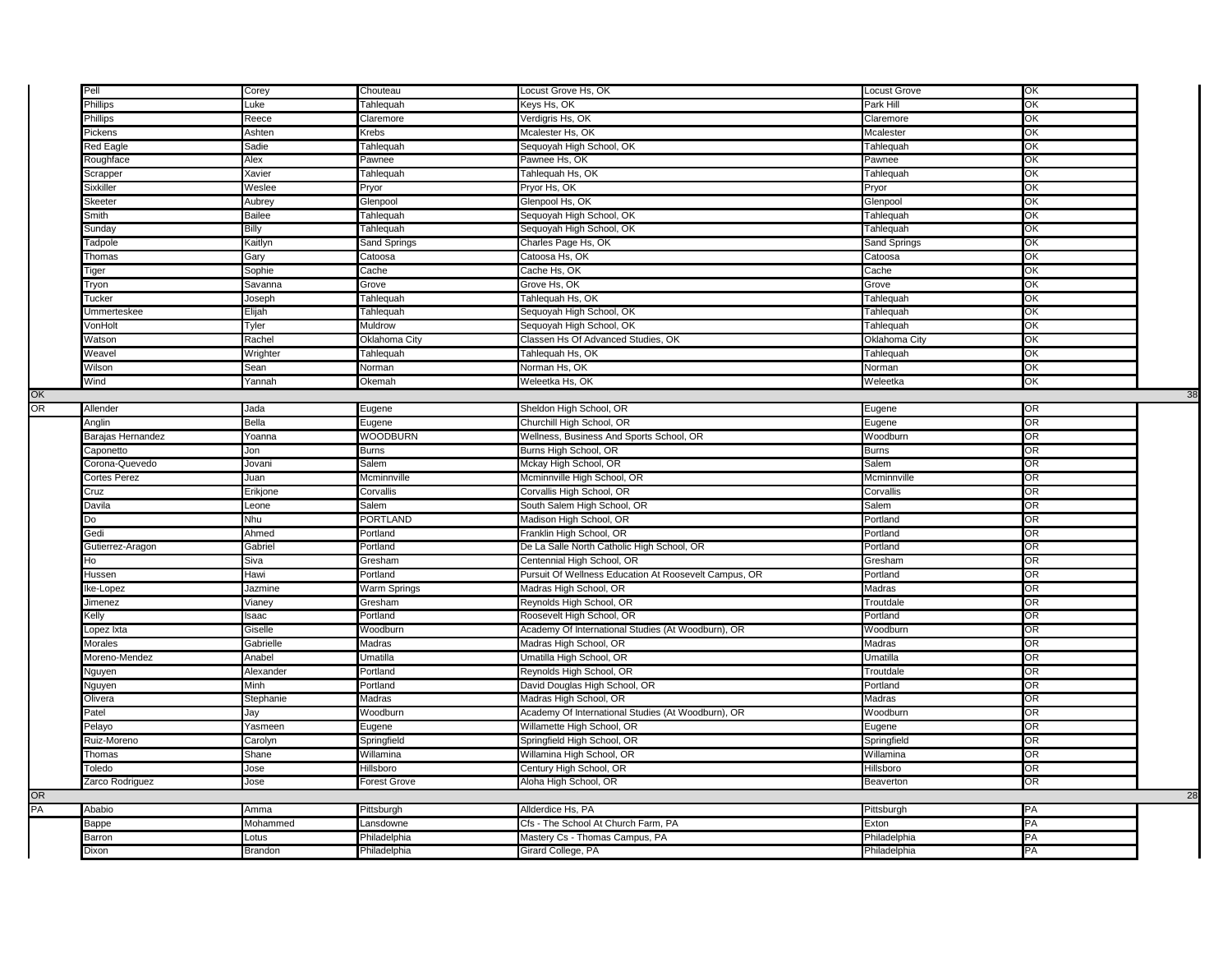| | | | | | | | |
|---|---|---|---|---|---|---|---|
| | Pell | Corey | Chouteau | Locust Grove Hs, OK | Locust Grove | OK | |
| | Phillips | Luke | Tahlequah | Keys Hs, OK | Park Hill | OK | |
| | Phillips | Reece | Claremore | Verdigris Hs, OK | Claremore | OK | |
| | Pickens | Ashten | Krebs | Mcalester Hs, OK | Mcalester | OK | |
| | Red Eagle | Sadie | Tahlequah | Sequoyah High School, OK | Tahlequah | OK | |
| | Roughface | Alex | Pawnee | Pawnee Hs, OK | Pawnee | OK | |
| | Scrapper | Xavier | Tahlequah | Tahlequah Hs, OK | Tahlequah | OK | |
| | Sixkiller | Weslee | Pryor | Pryor Hs, OK | Pryor | OK | |
| | Skeeter | Aubrey | Glenpool | Glenpool Hs, OK | Glenpool | OK | |
| | Smith | Bailee | Tahlequah | Sequoyah High School, OK | Tahlequah | OK | |
| | Sunday | Billy | Tahlequah | Sequoyah High School, OK | Tahlequah | OK | |
| | Tadpole | Kaitlyn | Sand Springs | Charles Page Hs, OK | Sand Springs | OK | |
| | Thomas | Gary | Catoosa | Catoosa Hs, OK | Catoosa | OK | |
| | Tiger | Sophie | Cache | Cache Hs, OK | Cache | OK | |
| | Tryon | Savanna | Grove | Grove Hs, OK | Grove | OK | |
| | Tucker | Joseph | Tahlequah | Tahlequah Hs, OK | Tahlequah | OK | |
| | Ummerteskee | Elijah | Tahlequah | Sequoyah High School, OK | Tahlequah | OK | |
| | VonHolt | Tyler | Muldrow | Sequoyah High School, OK | Tahlequah | OK | |
| | Watson | Rachel | Oklahoma City | Classen Hs Of Advanced Studies, OK | Oklahoma City | OK | |
| | Weavel | Wrighter | Tahlequah | Tahlequah Hs, OK | Tahlequah | OK | |
| | Wilson | Sean | Norman | Norman Hs, OK | Norman | OK | |
| | Wind | Yannah | Okemah | Weleetka Hs, OK | Weleetka | OK | |
| OK | | | | | | | 38 |
| OR | Allender | Jada | Eugene | Sheldon High School, OR | Eugene | OR | |
| | Anglin | Bella | Eugene | Churchill High School, OR | Eugene | OR | |
| | Barajas Hernandez | Yoanna | WOODBURN | Wellness, Business And Sports School, OR | Woodburn | OR | |
| | Caponetto | Jon | Burns | Burns High School, OR | Burns | OR | |
| | Corona-Quevedo | Jovani | Salem | Mckay High School, OR | Salem | OR | |
| | Cortes Perez | Juan | Mcminnville | Mcminnville High School, OR | Mcminnville | OR | |
| | Cruz | Erikjone | Corvallis | Corvallis High School, OR | Corvallis | OR | |
| | Davila | Leone | Salem | South Salem High School, OR | Salem | OR | |
| | Do | Nhu | PORTLAND | Madison High School, OR | Portland | OR | |
| | Gedi | Ahmed | Portland | Franklin High School, OR | Portland | OR | |
| | Gutierrez-Aragon | Gabriel | Portland | De La Salle North Catholic High School, OR | Portland | OR | |
| | Ho | Siva | Gresham | Centennial High School, OR | Gresham | OR | |
| | Hussen | Hawi | Portland | Pursuit Of Wellness Education At Roosevelt Campus, OR | Portland | OR | |
| | Ike-Lopez | Jazmine | Warm Springs | Madras High School, OR | Madras | OR | |
| | Jimenez | Vianey | Gresham | Reynolds High School, OR | Troutdale | OR | |
| | Kelly | Isaac | Portland | Roosevelt High School, OR | Portland | OR | |
| | Lopez Ixta | Giselle | Woodburn | Academy Of International Studies (At Woodburn), OR | Woodburn | OR | |
| | Morales | Gabrielle | Madras | Madras High School, OR | Madras | OR | |
| | Moreno-Mendez | Anabel | Umatilla | Umatilla High School, OR | Umatilla | OR | |
| | Nguyen | Alexander | Portland | Reynolds High School, OR | Troutdale | OR | |
| | Nguyen | Minh | Portland | David Douglas High School, OR | Portland | OR | |
| | Olivera | Stephanie | Madras | Madras High School, OR | Madras | OR | |
| | Patel | Jay | Woodburn | Academy Of International Studies (At Woodburn), OR | Woodburn | OR | |
| | Pelayo | Yasmeen | Eugene | Willamette High School, OR | Eugene | OR | |
| | Ruiz-Moreno | Carolyn | Springfield | Springfield High School, OR | Springfield | OR | |
| | Thomas | Shane | Willamina | Willamina High School, OR | Willamina | OR | |
| | Toledo | Jose | Hillsboro | Century High School, OR | Hillsboro | OR | |
| | Zarco Rodriguez | Jose | Forest Grove | Aloha High School, OR | Beaverton | OR | |
| OR | | | | | | | 28 |
| PA | Ababio | Amma | Pittsburgh | Allderdice Hs, PA | Pittsburgh | PA | |
| | Bappe | Mohammed | Lansdowne | Cfs - The School At Church Farm, PA | Exton | PA | |
| | Barron | Lotus | Philadelphia | Mastery Cs - Thomas Campus, PA | Philadelphia | PA | |
| | Dixon | Brandon | Philadelphia | Girard College, PA | Philadelphia | PA | |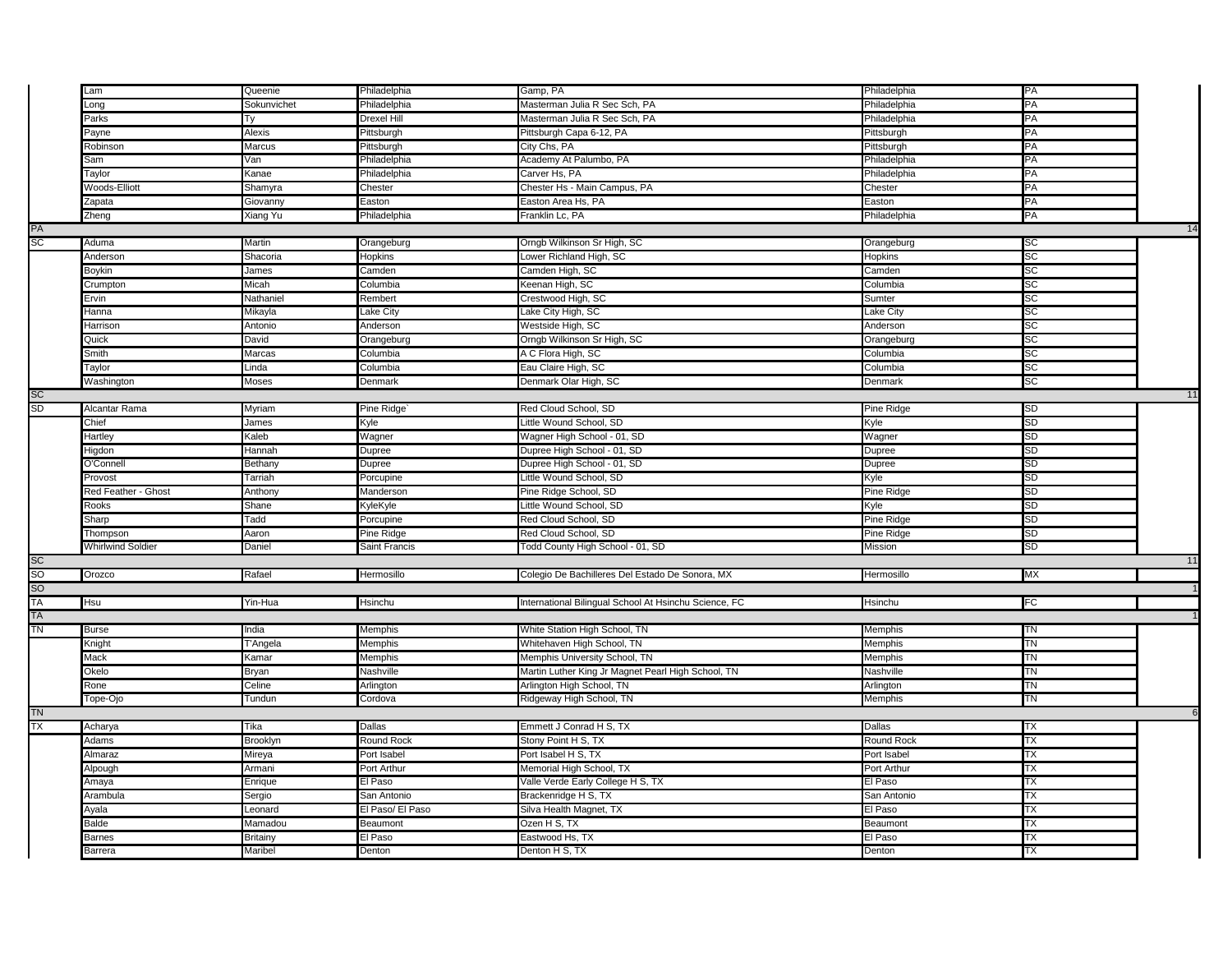| | | | | | | | |
|---|---|---|---|---|---|---|---|
| | Lam | Queenie | Philadelphia | Gamp, PA | Philadelphia | PA | |
| | Long | Sokunvichet | Philadelphia | Masterman Julia R Sec Sch, PA | Philadelphia | PA | |
| | Parks | Ty | Drexel Hill | Masterman Julia R Sec Sch, PA | Philadelphia | PA | |
| | Payne | Alexis | Pittsburgh | Pittsburgh Capa 6-12, PA | Pittsburgh | PA | |
| | Robinson | Marcus | Pittsburgh | City Chs, PA | Pittsburgh | PA | |
| | Sam | Van | Philadelphia | Academy At Palumbo, PA | Philadelphia | PA | |
| | Taylor | Kanae | Philadelphia | Carver Hs, PA | Philadelphia | PA | |
| | Woods-Elliott | Shamyra | Chester | Chester Hs - Main Campus, PA | Chester | PA | |
| | Zapata | Giovanny | Easton | Easton Area Hs, PA | Easton | PA | |
| | Zheng | Xiang Yu | Philadelphia | Franklin Lc, PA | Philadelphia | PA | |
| PA | | | | | | | 14 |
| SC | Aduma | Martin | Orangeburg | Orngb Wilkinson Sr High, SC | Orangeburg | SC | |
| | Anderson | Shacoria | Hopkins | Lower Richland High, SC | Hopkins | SC | |
| | Boykin | James | Camden | Camden High, SC | Camden | SC | |
| | Crumpton | Micah | Columbia | Keenan High, SC | Columbia | SC | |
| | Ervin | Nathaniel | Rembert | Crestwood High, SC | Sumter | SC | |
| | Hanna | Mikayla | Lake City | Lake City High, SC | Lake City | SC | |
| | Harrison | Antonio | Anderson | Westside High, SC | Anderson | SC | |
| | Quick | David | Orangeburg | Orngb Wilkinson Sr High, SC | Orangeburg | SC | |
| | Smith | Marcas | Columbia | A C Flora High, SC | Columbia | SC | |
| | Taylor | Linda | Columbia | Eau Claire High, SC | Columbia | SC | |
| | Washington | Moses | Denmark | Denmark Olar High, SC | Denmark | SC | |
| SC | | | | | | | 11 |
| SD | Alcantar Rama | Myriam | Pine Ridge` | Red Cloud School, SD | Pine Ridge | SD | |
| | Chief | James | Kyle | Little Wound School, SD | Kyle | SD | |
| | Hartley | Kaleb | Wagner | Wagner High School - 01, SD | Wagner | SD | |
| | Higdon | Hannah | Dupree | Dupree High School - 01, SD | Dupree | SD | |
| | O'Connell | Bethany | Dupree | Dupree High School - 01, SD | Dupree | SD | |
| | Provost | Tarriah | Porcupine | Little Wound School, SD | Kyle | SD | |
| | Red Feather - Ghost | Anthony | Manderson | Pine Ridge School, SD | Pine Ridge | SD | |
| | Rooks | Shane | KyleKyle | Little Wound School, SD | Kyle | SD | |
| | Sharp | Tadd | Porcupine | Red Cloud School, SD | Pine Ridge | SD | |
| | Thompson | Aaron | Pine Ridge | Red Cloud School, SD | Pine Ridge | SD | |
| | Whirlwind Soldier | Daniel | Saint Francis | Todd County High School - 01, SD | Mission | SD | |
| SC | | | | | | | 11 |
| SO | Orozco | Rafael | Hermosillo | Colegio De Bachilleres Del Estado De Sonora, MX | Hermosillo | MX | |
| SO | | | | | | | 1 |
| TA | Hsu | Yin-Hua | Hsinchu | International Bilingual School At Hsinchu Science, FC | Hsinchu | FC | |
| TA | | | | | | | 1 |
| TN | Burse | India | Memphis | White Station High School, TN | Memphis | TN | |
| | Knight | T'Angela | Memphis | Whitehaven High School, TN | Memphis | TN | |
| | Mack | Kamar | Memphis | Memphis University School, TN | Memphis | TN | |
| | Okelo | Bryan | Nashville | Martin Luther King Jr Magnet Pearl High School, TN | Nashville | TN | |
| | Rone | Celine | Arlington | Arlington High School, TN | Arlington | TN | |
| | Tope-Ojo | Tundun | Cordova | Ridgeway High School, TN | Memphis | TN | |
| TN | | | | | | | 6 |
| TX | Acharya | Tika | Dallas | Emmett J Conrad H S, TX | Dallas | TX | |
| | Adams | Brooklyn | Round Rock | Stony Point H S, TX | Round Rock | TX | |
| | Almaraz | Mireya | Port Isabel | Port Isabel H S, TX | Port Isabel | TX | |
| | Alpough | Armani | Port Arthur | Memorial High School, TX | Port Arthur | TX | |
| | Amaya | Enrique | El Paso | Valle Verde Early College H S, TX | El Paso | TX | |
| | Arambula | Sergio | San Antonio | Brackenridge H S, TX | San Antonio | TX | |
| | Ayala | Leonard | El Paso/ El Paso | Silva Health Magnet, TX | El Paso | TX | |
| | Balde | Mamadou | Beaumont | Ozen H S, TX | Beaumont | TX | |
| | Barnes | Britainy | El Paso | Eastwood Hs, TX | El Paso | TX | |
| | Barrera | Maribel | Denton | Denton H S, TX | Denton | TX | |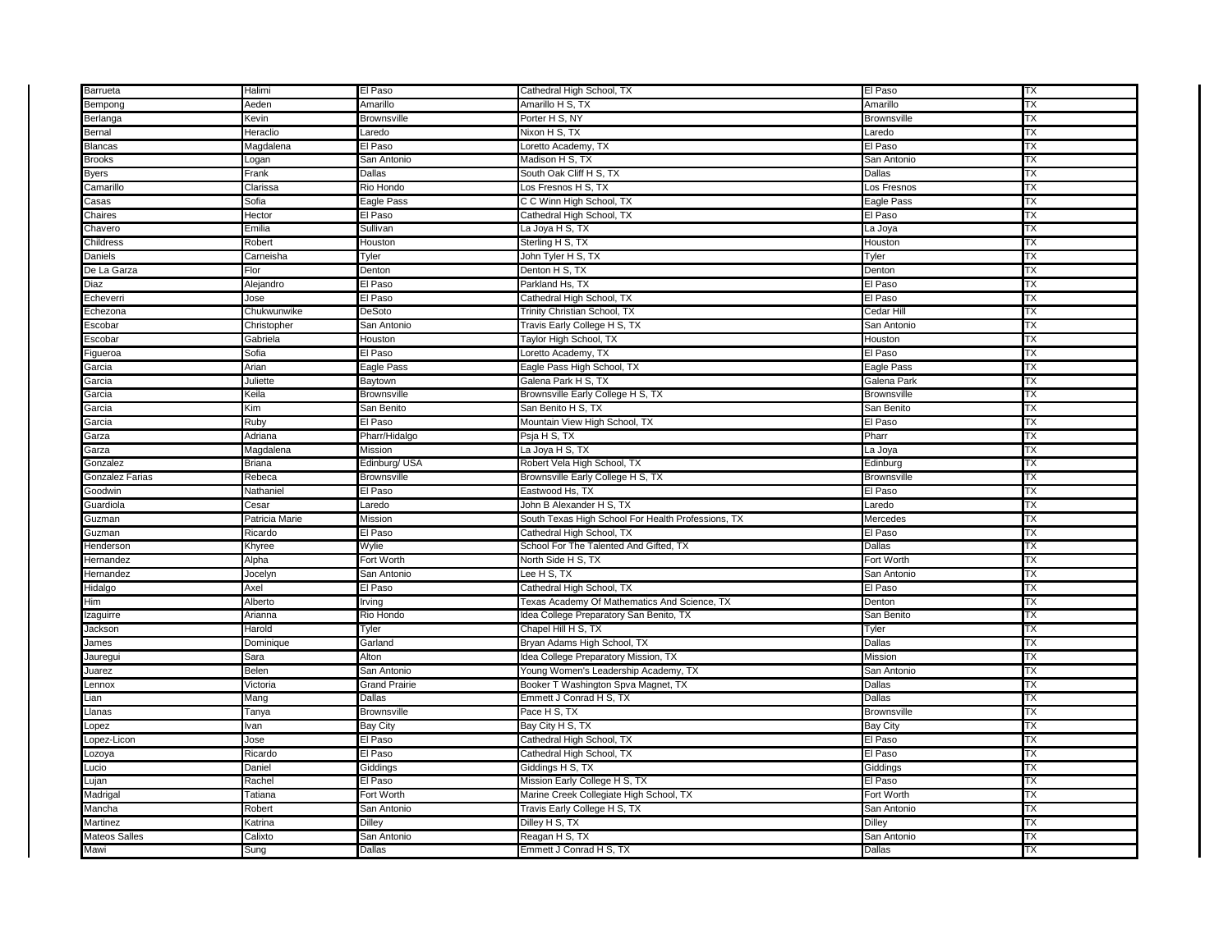| Barrueta | Halimi | El Paso | Cathedral High School, TX | El Paso | TX |
|---|---|---|---|---|---|
| Bempong | Aeden | Amarillo | Amarillo H S, TX | Amarillo | TX |
| Berlanga | Kevin | Brownsville | Porter H S, NY | Brownsville | TX |
| Bernal | Heraclio | Laredo | Nixon H S, TX | Laredo | TX |
| Blancas | Magdalena | El Paso | Loretto Academy, TX | El Paso | TX |
| Brooks | Logan | San Antonio | Madison H S, TX | San Antonio | TX |
| Byers | Frank | Dallas | South Oak Cliff H S, TX | Dallas | TX |
| Camarillo | Clarissa | Rio Hondo | Los Fresnos H S, TX | Los Fresnos | TX |
| Casas | Sofia | Eagle Pass | C C Winn High School, TX | Eagle Pass | TX |
| Chaires | Hector | El Paso | Cathedral High School, TX | El Paso | TX |
| Chavero | Emilia | Sullivan | La Joya H S, TX | La Joya | TX |
| Childress | Robert | Houston | Sterling H S, TX | Houston | TX |
| Daniels | Carneisha | Tyler | John Tyler H S, TX | Tyler | TX |
| De La Garza | Flor | Denton | Denton H S, TX | Denton | TX |
| Diaz | Alejandro | El Paso | Parkland Hs, TX | El Paso | TX |
| Echeverri | Jose | El Paso | Cathedral High School, TX | El Paso | TX |
| Echezona | Chukwunwike | DeSoto | Trinity Christian School, TX | Cedar Hill | TX |
| Escobar | Christopher | San Antonio | Travis Early College H S, TX | San Antonio | TX |
| Escobar | Gabriela | Houston | Taylor High School, TX | Houston | TX |
| Figueroa | Sofia | El Paso | Loretto Academy, TX | El Paso | TX |
| Garcia | Arian | Eagle Pass | Eagle Pass High School, TX | Eagle Pass | TX |
| Garcia | Juliette | Baytown | Galena Park H S, TX | Galena Park | TX |
| Garcia | Keila | Brownsville | Brownsville Early College H S, TX | Brownsville | TX |
| Garcia | Kim | San Benito | San Benito H S, TX | San Benito | TX |
| Garcia | Ruby | El Paso | Mountain View High School, TX | El Paso | TX |
| Garza | Adriana | Pharr/Hidalgo | Psja H S, TX | Pharr | TX |
| Garza | Magdalena | Mission | La Joya H S, TX | La Joya | TX |
| Gonzalez | Briana | Edinburg/ USA | Robert Vela High School, TX | Edinburg | TX |
| Gonzalez Farias | Rebeca | Brownsville | Brownsville Early College H S, TX | Brownsville | TX |
| Goodwin | Nathaniel | El Paso | Eastwood Hs, TX | El Paso | TX |
| Guardiola | Cesar | Laredo | John B Alexander H S, TX | Laredo | TX |
| Guzman | Patricia Marie | Mission | South Texas High School For Health Professions, TX | Mercedes | TX |
| Guzman | Ricardo | El Paso | Cathedral High School, TX | El Paso | TX |
| Henderson | Khyree | Wylie | School For The Talented And Gifted, TX | Dallas | TX |
| Hernandez | Alpha | Fort Worth | North Side H S, TX | Fort Worth | TX |
| Hernandez | Jocelyn | San Antonio | Lee H S, TX | San Antonio | TX |
| Hidalgo | Axel | El Paso | Cathedral High School, TX | El Paso | TX |
| Him | Alberto | Irving | Texas Academy Of Mathematics And Science, TX | Denton | TX |
| Izaguirre | Arianna | Rio Hondo | Idea College Preparatory San Benito, TX | San Benito | TX |
| Jackson | Harold | Tyler | Chapel Hill H S, TX | Tyler | TX |
| James | Dominique | Garland | Bryan Adams High School, TX | Dallas | TX |
| Jauregui | Sara | Alton | Idea College Preparatory Mission, TX | Mission | TX |
| Juarez | Belen | San Antonio | Young Women's Leadership Academy, TX | San Antonio | TX |
| Lennox | Victoria | Grand Prairie | Booker T Washington Spva Magnet, TX | Dallas | TX |
| Lian | Mang | Dallas | Emmett J Conrad H S, TX | Dallas | TX |
| Llanas | Tanya | Brownsville | Pace H S, TX | Brownsville | TX |
| Lopez | Ivan | Bay City | Bay City H S, TX | Bay City | TX |
| Lopez-Licon | Jose | El Paso | Cathedral High School, TX | El Paso | TX |
| Lozoya | Ricardo | El Paso | Cathedral High School, TX | El Paso | TX |
| Lucio | Daniel | Giddings | Giddings H S, TX | Giddings | TX |
| Lujan | Rachel | El Paso | Mission Early College H S, TX | El Paso | TX |
| Madrigal | Tatiana | Fort Worth | Marine Creek Collegiate High School, TX | Fort Worth | TX |
| Mancha | Robert | San Antonio | Travis Early College H S, TX | San Antonio | TX |
| Martinez | Katrina | Dilley | Dilley H S, TX | Dilley | TX |
| Mateos Salles | Calixto | San Antonio | Reagan H S, TX | San Antonio | TX |
| Mawi | Sung | Dallas | Emmett J Conrad H S, TX | Dallas | TX |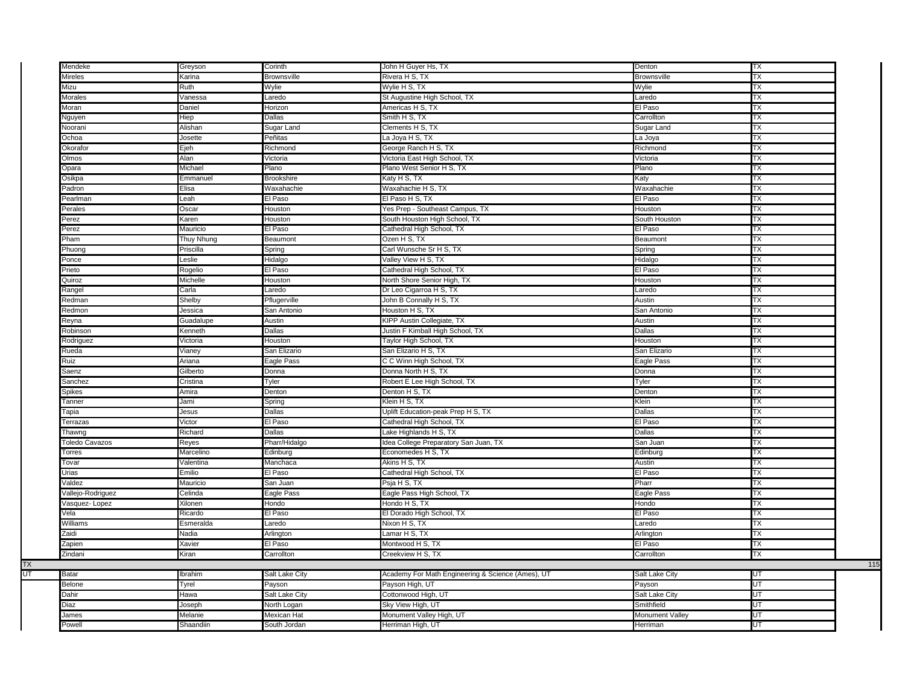| | | | | | | | |
|---|---|---|---|---|---|---|---|
| | Mendeke | Greyson | Corinth | John H Guyer Hs, TX | Denton | TX | |
| | Mireles | Karina | Brownsville | Rivera H S, TX | Brownsville | TX | |
| | Mizu | Ruth | Wylie | Wylie H S, TX | Wylie | TX | |
| | Morales | Vanessa | Laredo | St Augustine High School, TX | Laredo | TX | |
| | Moran | Daniel | Horizon | Americas H S, TX | El Paso | TX | |
| | Nguyen | Hiep | Dallas | Smith H S, TX | Carrollton | TX | |
| | Noorani | Alishan | Sugar Land | Clements H S, TX | Sugar Land | TX | |
| | Ochoa | Josette | Peñitas | La Joya H S, TX | La Joya | TX | |
| | Okorafor | Ejeh | Richmond | George Ranch H S, TX | Richmond | TX | |
| | Olmos | Alan | Victoria | Victoria East High School, TX | Victoria | TX | |
| | Opara | Michael | Plano | Plano West Senior H S, TX | Plano | TX | |
| | Osikpa | Emmanuel | Brookshire | Katy H S, TX | Katy | TX | |
| | Padron | Elisa | Waxahachie | Waxahachie H S, TX | Waxahachie | TX | |
| | Pearlman | Leah | El Paso | El Paso H S, TX | El Paso | TX | |
| | Perales | Oscar | Houston | Yes Prep - Southeast Campus, TX | Houston | TX | |
| | Perez | Karen | Houston | South Houston High School, TX | South Houston | TX | |
| | Perez | Mauricio | El Paso | Cathedral High School, TX | El Paso | TX | |
| | Pham | Thuy Nhung | Beaumont | Ozen H S, TX | Beaumont | TX | |
| | Phuong | Priscilla | Spring | Carl Wunsche Sr H S, TX | Spring | TX | |
| | Ponce | Leslie | Hidalgo | Valley View H S, TX | Hidalgo | TX | |
| | Prieto | Rogelio | El Paso | Cathedral High School, TX | El Paso | TX | |
| | Quiroz | Michelle | Houston | North Shore Senior High, TX | Houston | TX | |
| | Rangel | Carla | Laredo | Dr Leo Cigarroa H S, TX | Laredo | TX | |
| | Redman | Shelby | Pflugerville | John B Connally H S, TX | Austin | TX | |
| | Redmon | Jessica | San Antonio | Houston H S, TX | San Antonio | TX | |
| | Reyna | Guadalupe | Austin | KIPP Austin Collegiate, TX | Austin | TX | |
| | Robinson | Kenneth | Dallas | Justin F Kimball High School, TX | Dallas | TX | |
| | Rodriguez | Victoria | Houston | Taylor High School, TX | Houston | TX | |
| | Rueda | Vianey | San Elizario | San Elizario H S, TX | San Elizario | TX | |
| | Ruiz | Ariana | Eagle Pass | C C Winn High School, TX | Eagle Pass | TX | |
| | Saenz | Gilberto | Donna | Donna North H S, TX | Donna | TX | |
| | Sanchez | Cristina | Tyler | Robert E Lee High School, TX | Tyler | TX | |
| | Spikes | Amira | Denton | Denton H S, TX | Denton | TX | |
| | Tanner | Jami | Spring | Klein H S, TX | Klein | TX | |
| | Tapia | Jesus | Dallas | Uplift Education-peak Prep H S, TX | Dallas | TX | |
| | Terrazas | Victor | El Paso | Cathedral High School, TX | El Paso | TX | |
| | Thawng | Richard | Dallas | Lake Highlands H S, TX | Dallas | TX | |
| | Toledo Cavazos | Reyes | Pharr/Hidalgo | Idea College Preparatory San Juan, TX | San Juan | TX | |
| | Torres | Marcelino | Edinburg | Economedes H S, TX | Edinburg | TX | |
| | Tovar | Valentina | Manchaca | Akins H S, TX | Austin | TX | |
| | Urias | Emilio | El Paso | Cathedral High School, TX | El Paso | TX | |
| | Valdez | Mauricio | San Juan | Psja H S, TX | Pharr | TX | |
| | Vallejo-Rodriguez | Celinda | Eagle Pass | Eagle Pass High School, TX | Eagle Pass | TX | |
| | Vasquez- Lopez | Xilonen | Hondo | Hondo H S, TX | Hondo | TX | |
| | Vela | Ricardo | El Paso | El Dorado High School, TX | El Paso | TX | |
| | Williams | Esmeralda | Laredo | Nixon H S, TX | Laredo | TX | |
| | Zaidi | Nadia | Arlington | Lamar H S, TX | Arlington | TX | |
| | Zapien | Xavier | El Paso | Montwood H S, TX | El Paso | TX | |
| | Zindani | Kiran | Carrollton | Creekview H S, TX | Carrollton | TX | |
| TX | | | | | | | 115 |
| UT | Batar | Ibrahim | Salt Lake City | Academy For Math Engineering & Science (Ames), UT | Salt Lake City | UT | |
| | Belone | Tyrel | Payson | Payson High, UT | Payson | UT | |
| | Dahir | Hawa | Salt Lake City | Cottonwood High, UT | Salt Lake City | UT | |
| | Diaz | Joseph | North Logan | Sky View High, UT | Smithfield | UT | |
| | James | Melanie | Mexican Hat | Monument Valley High, UT | Monument Valley | UT | |
| | Powell | Shaandiin | South Jordan | Herriman High, UT | Herriman | UT | |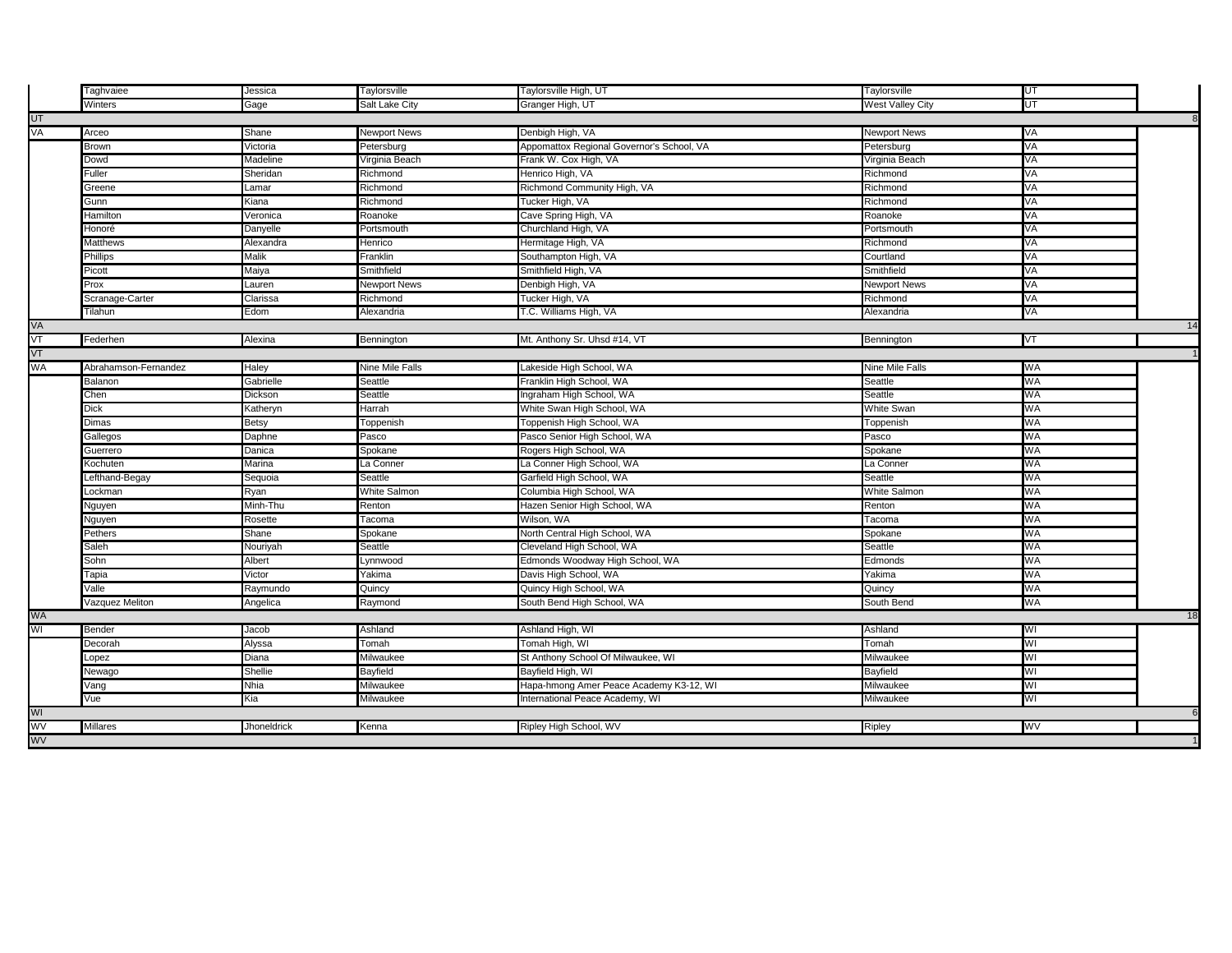| | | | | | | | |
|---|---|---|---|---|---|---|---|
| | Taghvaiee | Jessica | Taylorsville | Taylorsville High, UT | Taylorsville | UT | |
| | Winters | Gage | Salt Lake City | Granger High, UT | West Valley City | UT | |
| UT | | | | | | | 8 |
| VA | Arceo | Shane | Newport News | Denbigh High, VA | Newport News | VA | |
| | Brown | Victoria | Petersburg | Appomattox Regional Governor's School, VA | Petersburg | VA | |
| | Dowd | Madeline | Virginia Beach | Frank W. Cox High, VA | Virginia Beach | VA | |
| | Fuller | Sheridan | Richmond | Henrico High, VA | Richmond | VA | |
| | Greene | Lamar | Richmond | Richmond Community High, VA | Richmond | VA | |
| | Gunn | Kiana | Richmond | Tucker High, VA | Richmond | VA | |
| | Hamilton | Veronica | Roanoke | Cave Spring High, VA | Roanoke | VA | |
| | Honoré | Danyelle | Portsmouth | Churchland High, VA | Portsmouth | VA | |
| | Matthews | Alexandra | Henrico | Hermitage High, VA | Richmond | VA | |
| | Phillips | Malik | Franklin | Southampton High, VA | Courtland | VA | |
| | Picott | Maiya | Smithfield | Smithfield High, VA | Smithfield | VA | |
| | Prox | Lauren | Newport News | Denbigh High, VA | Newport News | VA | |
| | Scranage-Carter | Clarissa | Richmond | Tucker High, VA | Richmond | VA | |
| | Tilahun | Edom | Alexandria | T.C. Williams High, VA | Alexandria | VA | |
| VA | | | | | | | 14 |
| VT | Federhen | Alexina | Bennington | Mt. Anthony Sr. Uhsd #14, VT | Bennington | VT | |
| VT | | | | | | | 1 |
| WA | Abrahamson-Fernandez | Haley | Nine Mile Falls | Lakeside High School, WA | Nine Mile Falls | WA | |
| | Balanon | Gabrielle | Seattle | Franklin High School, WA | Seattle | WA | |
| | Chen | Dickson | Seattle | Ingraham High School, WA | Seattle | WA | |
| | Dick | Katheryn | Harrah | White Swan High School, WA | White Swan | WA | |
| | Dimas | Betsy | Toppenish | Toppenish High School, WA | Toppenish | WA | |
| | Gallegos | Daphne | Pasco | Pasco Senior High School, WA | Pasco | WA | |
| | Guerrero | Danica | Spokane | Rogers High School, WA | Spokane | WA | |
| | Kochuten | Marina | La Conner | La Conner High School, WA | La Conner | WA | |
| | Lefthand-Begay | Sequoia | Seattle | Garfield High School, WA | Seattle | WA | |
| | Lockman | Ryan | White Salmon | Columbia High School, WA | White Salmon | WA | |
| | Nguyen | Minh-Thu | Renton | Hazen Senior High School, WA | Renton | WA | |
| | Nguyen | Rosette | Tacoma | Wilson, WA | Tacoma | WA | |
| | Pethers | Shane | Spokane | North Central High School, WA | Spokane | WA | |
| | Saleh | Nouriyah | Seattle | Cleveland High School, WA | Seattle | WA | |
| | Sohn | Albert | Lynnwood | Edmonds Woodway High School, WA | Edmonds | WA | |
| | Tapia | Victor | Yakima | Davis High School, WA | Yakima | WA | |
| | Valle | Raymundo | Quincy | Quincy High School, WA | Quincy | WA | |
| | Vazquez Meliton | Angelica | Raymond | South Bend High School, WA | South Bend | WA | |
| WA | | | | | | | 18 |
| WI | Bender | Jacob | Ashland | Ashland High, WI | Ashland | WI | |
| | Decorah | Alyssa | Tomah | Tomah High, WI | Tomah | WI | |
| | Lopez | Diana | Milwaukee | St Anthony School Of Milwaukee, WI | Milwaukee | WI | |
| | Newago | Shellie | Bayfield | Bayfield High, WI | Bayfield | WI | |
| | Vang | Nhia | Milwaukee | Hapa-hmong Amer Peace Academy K3-12, WI | Milwaukee | WI | |
| | Vue | Kia | Milwaukee | International Peace Academy, WI | Milwaukee | WI | |
| WI | | | | | | | 6 |
| WV | Millares | Jhoneldrick | Kenna | Ripley High School, WV | Ripley | WV | |
| WV | | | | | | | 1 |